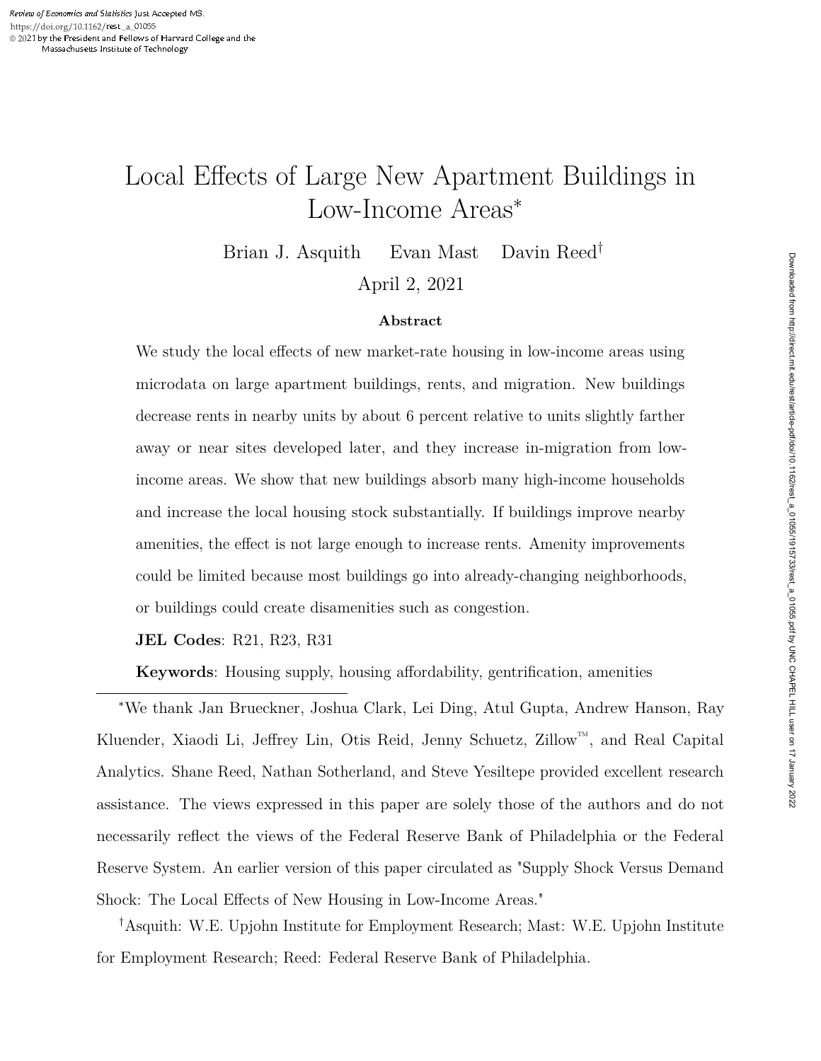# Local Effects of Large New Apartment Buildings in Low-Income Areas*

Brian J. Asquith  Evan Mast  Davin Reed[†]

April 2, 2021

**Abstract**

We study the local effects of new market-rate housing in low-income areas using microdata on large apartment buildings, rents, and migration. New buildings decrease rents in nearby units by about 6 percent relative to units slightly farther away or near sites developed later, and they increase in-migration from low-income areas. We show that new buildings absorb many high-income households and increase the local housing stock substantially. If buildings improve nearby amenities, the effect is not large enough to increase rents. Amenity improvements could be limited because most buildings go into already-changing neighborhoods, or buildings could create disamenities such as congestion.

**JEL Codes**: R21, R23, R31

**Keywords**: Housing supply, housing affordability, gentrification, amenities

---

*We thank Jan Brueckner, Joshua Clark, Lei Ding, Atul Gupta, Andrew Hanson, Ray Kluender, Xiaodi Li, Jeffrey Lin, Otis Reid, Jenny Schuetz, Zillow™, and Real Capital Analytics. Shane Reed, Nathan Sotherland, and Steve Yesiltepe provided excellent research assistance. The views expressed in this paper are solely those of the authors and do not necessarily reflect the views of the Federal Reserve Bank of Philadelphia or the Federal Reserve System. An earlier version of this paper circulated as "Supply Shock Versus Demand Shock: The Local Effects of New Housing in Low-Income Areas."

[†]Asquith: W.E. Upjohn Institute for Employment Research; Mast: W.E. Upjohn Institute for Employment Research; Reed: Federal Reserve Bank of Philadelphia.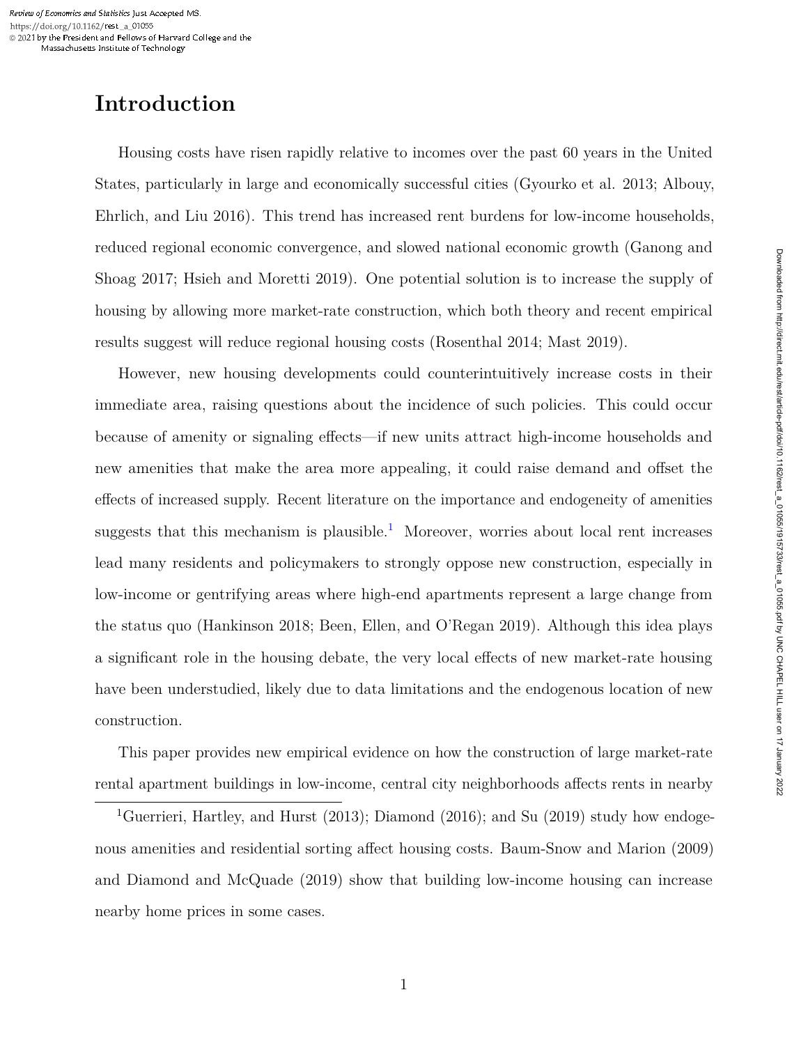# Introduction

Housing costs have risen rapidly relative to incomes over the past 60 years in the United States, particularly in large and economically successful cities (Gyourko et al. 2013; Albouy, Ehrlich, and Liu 2016). This trend has increased rent burdens for low-income households, reduced regional economic convergence, and slowed national economic growth (Ganong and Shoag 2017; Hsieh and Moretti 2019). One potential solution is to increase the supply of housing by allowing more market-rate construction, which both theory and recent empirical results suggest will reduce regional housing costs (Rosenthal 2014; Mast 2019).

However, new housing developments could counterintuitively increase costs in their immediate area, raising questions about the incidence of such policies. This could occur because of amenity or signaling effects—if new units attract high-income households and new amenities that make the area more appealing, it could raise demand and offset the effects of increased supply. Recent literature on the importance and endogeneity of amenities suggests that this mechanism is plausible.[1] Moreover, worries about local rent increases lead many residents and policymakers to strongly oppose new construction, especially in low-income or gentrifying areas where high-end apartments represent a large change from the status quo (Hankinson 2018; Been, Ellen, and O'Regan 2019). Although this idea plays a significant role in the housing debate, the very local effects of new market-rate housing have been understudied, likely due to data limitations and the endogenous location of new construction.

This paper provides new empirical evidence on how the construction of large market-rate rental apartment buildings in low-income, central city neighborhoods affects rents in nearby

[1] Guerrieri, Hartley, and Hurst (2013); Diamond (2016); and Su (2019) study how endogenous amenities and residential sorting affect housing costs. Baum-Snow and Marion (2009) and Diamond and McQuade (2019) show that building low-income housing can increase nearby home prices in some cases.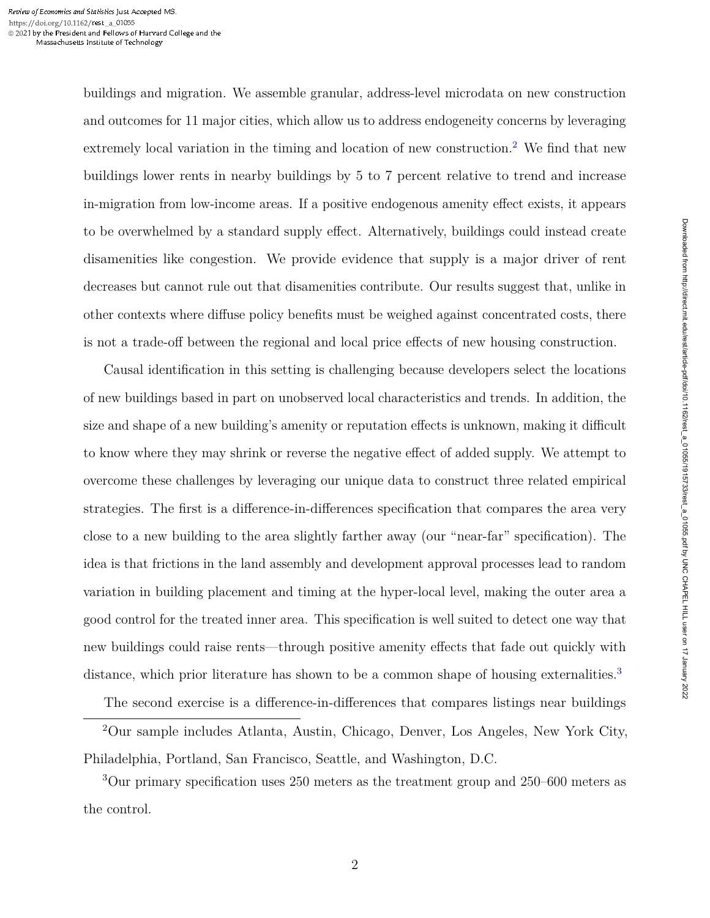buildings and migration. We assemble granular, address-level microdata on new construction and outcomes for 11 major cities, which allow us to address endogeneity concerns by leveraging extremely local variation in the timing and location of new construction.[2] We find that new buildings lower rents in nearby buildings by 5 to 7 percent relative to trend and increase in-migration from low-income areas. If a positive endogenous amenity effect exists, it appears to be overwhelmed by a standard supply effect. Alternatively, buildings could instead create disamenities like congestion. We provide evidence that supply is a major driver of rent decreases but cannot rule out that disamenities contribute. Our results suggest that, unlike in other contexts where diffuse policy benefits must be weighed against concentrated costs, there is not a trade-off between the regional and local price effects of new housing construction.

Causal identification in this setting is challenging because developers select the locations of new buildings based in part on unobserved local characteristics and trends. In addition, the size and shape of a new building's amenity or reputation effects is unknown, making it difficult to know where they may shrink or reverse the negative effect of added supply. We attempt to overcome these challenges by leveraging our unique data to construct three related empirical strategies. The first is a difference-in-differences specification that compares the area very close to a new building to the area slightly farther away (our "near-far" specification). The idea is that frictions in the land assembly and development approval processes lead to random variation in building placement and timing at the hyper-local level, making the outer area a good control for the treated inner area. This specification is well suited to detect one way that new buildings could raise rents—through positive amenity effects that fade out quickly with distance, which prior literature has shown to be a common shape of housing externalities.[3]

The second exercise is a difference-in-differences that compares listings near buildings

[2] Our sample includes Atlanta, Austin, Chicago, Denver, Los Angeles, New York City, Philadelphia, Portland, San Francisco, Seattle, and Washington, D.C.

[3] Our primary specification uses 250 meters as the treatment group and 250–600 meters as the control.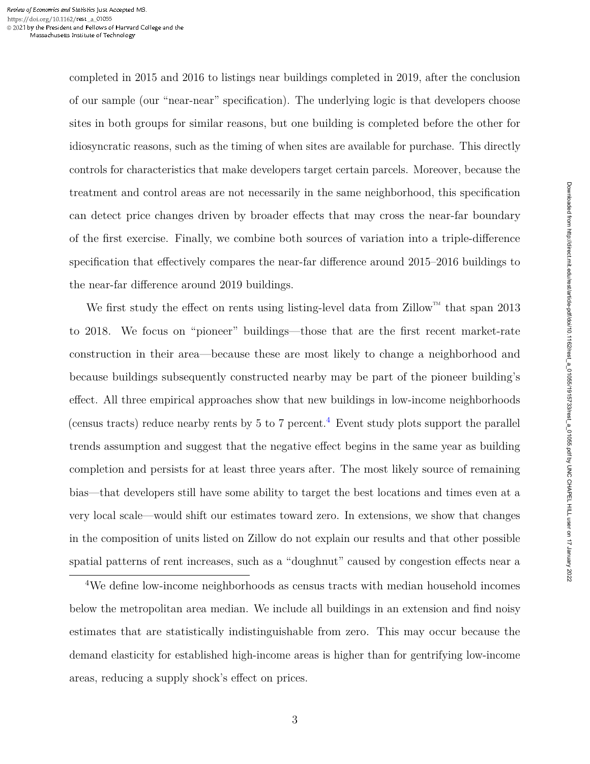completed in 2015 and 2016 to listings near buildings completed in 2019, after the conclusion of our sample (our "near-near" specification). The underlying logic is that developers choose sites in both groups for similar reasons, but one building is completed before the other for idiosyncratic reasons, such as the timing of when sites are available for purchase. This directly controls for characteristics that make developers target certain parcels. Moreover, because the treatment and control areas are not necessarily in the same neighborhood, this specification can detect price changes driven by broader effects that may cross the near-far boundary of the first exercise. Finally, we combine both sources of variation into a triple-difference specification that effectively compares the near-far difference around 2015–2016 buildings to the near-far difference around 2019 buildings.

We first study the effect on rents using listing-level data from Zillow™ that span 2013 to 2018. We focus on "pioneer" buildings—those that are the first recent market-rate construction in their area—because these are most likely to change a neighborhood and because buildings subsequently constructed nearby may be part of the pioneer building's effect. All three empirical approaches show that new buildings in low-income neighborhoods (census tracts) reduce nearby rents by 5 to 7 percent.[4] Event study plots support the parallel trends assumption and suggest that the negative effect begins in the same year as building completion and persists for at least three years after. The most likely source of remaining bias—that developers still have some ability to target the best locations and times even at a very local scale—would shift our estimates toward zero. In extensions, we show that changes in the composition of units listed on Zillow do not explain our results and that other possible spatial patterns of rent increases, such as a "doughnut" caused by congestion effects near a

[4]We define low-income neighborhoods as census tracts with median household incomes below the metropolitan area median. We include all buildings in an extension and find noisy estimates that are statistically indistinguishable from zero. This may occur because the demand elasticity for established high-income areas is higher than for gentrifying low-income areas, reducing a supply shock's effect on prices.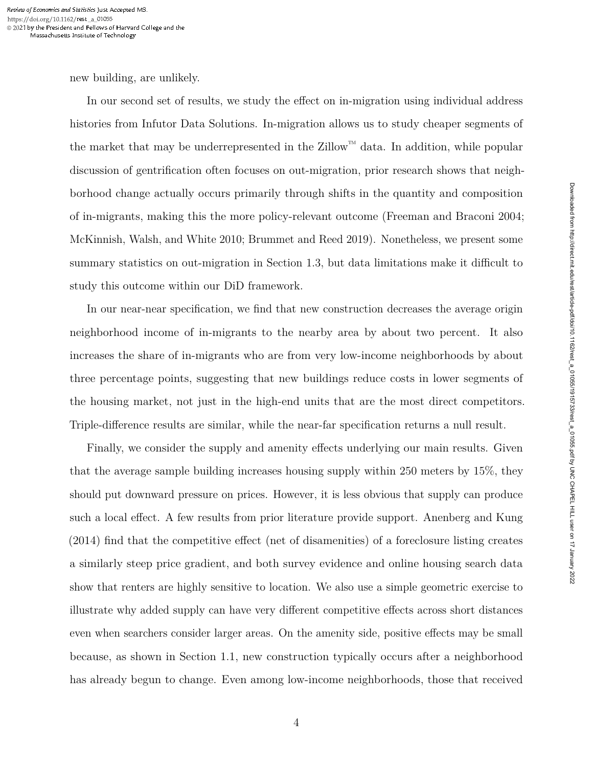new building, are unlikely.

In our second set of results, we study the effect on in-migration using individual address histories from Infutor Data Solutions. In-migration allows us to study cheaper segments of the market that may be underrepresented in the Zillow™ data. In addition, while popular discussion of gentrification often focuses on out-migration, prior research shows that neighborhood change actually occurs primarily through shifts in the quantity and composition of in-migrants, making this the more policy-relevant outcome (Freeman and Braconi 2004; McKinnish, Walsh, and White 2010; Brummet and Reed 2019). Nonetheless, we present some summary statistics on out-migration in Section 1.3, but data limitations make it difficult to study this outcome within our DiD framework.

In our near-near specification, we find that new construction decreases the average origin neighborhood income of in-migrants to the nearby area by about two percent. It also increases the share of in-migrants who are from very low-income neighborhoods by about three percentage points, suggesting that new buildings reduce costs in lower segments of the housing market, not just in the high-end units that are the most direct competitors. Triple-difference results are similar, while the near-far specification returns a null result.

Finally, we consider the supply and amenity effects underlying our main results. Given that the average sample building increases housing supply within 250 meters by 15%, they should put downward pressure on prices. However, it is less obvious that supply can produce such a local effect. A few results from prior literature provide support. Anenberg and Kung (2014) find that the competitive effect (net of disamenities) of a foreclosure listing creates a similarly steep price gradient, and both survey evidence and online housing search data show that renters are highly sensitive to location. We also use a simple geometric exercise to illustrate why added supply can have very different competitive effects across short distances even when searchers consider larger areas. On the amenity side, positive effects may be small because, as shown in Section 1.1, new construction typically occurs after a neighborhood has already begun to change. Even among low-income neighborhoods, those that received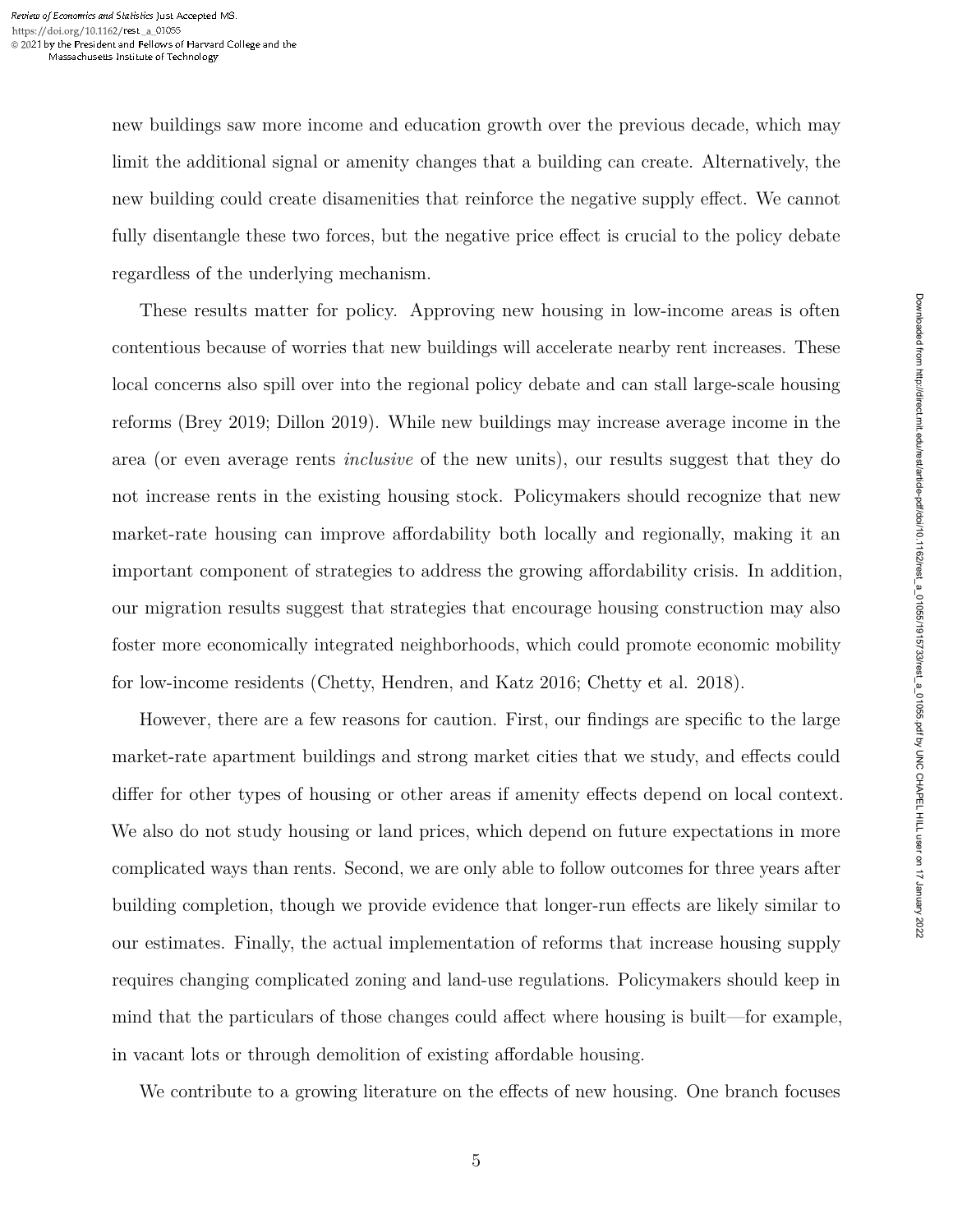new buildings saw more income and education growth over the previous decade, which may limit the additional signal or amenity changes that a building can create. Alternatively, the new building could create disamenities that reinforce the negative supply effect. We cannot fully disentangle these two forces, but the negative price effect is crucial to the policy debate regardless of the underlying mechanism.

These results matter for policy. Approving new housing in low-income areas is often contentious because of worries that new buildings will accelerate nearby rent increases. These local concerns also spill over into the regional policy debate and can stall large-scale housing reforms (Brey 2019; Dillon 2019). While new buildings may increase average income in the area (or even average rents *inclusive* of the new units), our results suggest that they do not increase rents in the existing housing stock. Policymakers should recognize that new market-rate housing can improve affordability both locally and regionally, making it an important component of strategies to address the growing affordability crisis. In addition, our migration results suggest that strategies that encourage housing construction may also foster more economically integrated neighborhoods, which could promote economic mobility for low-income residents (Chetty, Hendren, and Katz 2016; Chetty et al. 2018).

However, there are a few reasons for caution. First, our findings are specific to the large market-rate apartment buildings and strong market cities that we study, and effects could differ for other types of housing or other areas if amenity effects depend on local context. We also do not study housing or land prices, which depend on future expectations in more complicated ways than rents. Second, we are only able to follow outcomes for three years after building completion, though we provide evidence that longer-run effects are likely similar to our estimates. Finally, the actual implementation of reforms that increase housing supply requires changing complicated zoning and land-use regulations. Policymakers should keep in mind that the particulars of those changes could affect where housing is built—for example, in vacant lots or through demolition of existing affordable housing.

We contribute to a growing literature on the effects of new housing. One branch focuses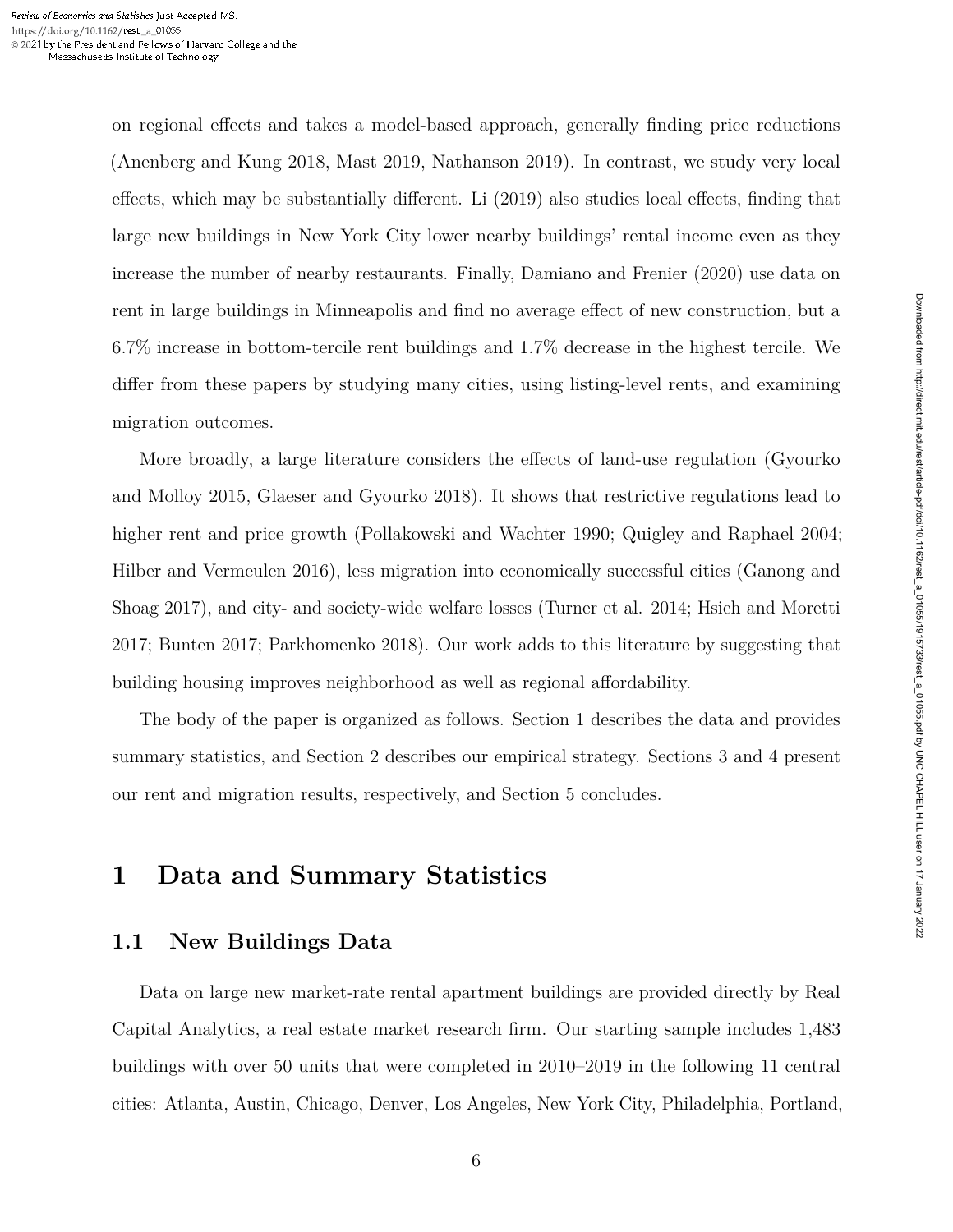on regional effects and takes a model-based approach, generally finding price reductions (Anenberg and Kung 2018, Mast 2019, Nathanson 2019). In contrast, we study very local effects, which may be substantially different. Li (2019) also studies local effects, finding that large new buildings in New York City lower nearby buildings' rental income even as they increase the number of nearby restaurants. Finally, Damiano and Frenier (2020) use data on rent in large buildings in Minneapolis and find no average effect of new construction, but a 6.7% increase in bottom-tercile rent buildings and 1.7% decrease in the highest tercile. We differ from these papers by studying many cities, using listing-level rents, and examining migration outcomes.

More broadly, a large literature considers the effects of land-use regulation (Gyourko and Molloy 2015, Glaeser and Gyourko 2018). It shows that restrictive regulations lead to higher rent and price growth (Pollakowski and Wachter 1990; Quigley and Raphael 2004; Hilber and Vermeulen 2016), less migration into economically successful cities (Ganong and Shoag 2017), and city- and society-wide welfare losses (Turner et al. 2014; Hsieh and Moretti 2017; Bunten 2017; Parkhomenko 2018). Our work adds to this literature by suggesting that building housing improves neighborhood as well as regional affordability.

The body of the paper is organized as follows. Section 1 describes the data and provides summary statistics, and Section 2 describes our empirical strategy. Sections 3 and 4 present our rent and migration results, respectively, and Section 5 concludes.

# 1 Data and Summary Statistics

## 1.1 New Buildings Data

Data on large new market-rate rental apartment buildings are provided directly by Real Capital Analytics, a real estate market research firm. Our starting sample includes 1,483 buildings with over 50 units that were completed in 2010–2019 in the following 11 central cities: Atlanta, Austin, Chicago, Denver, Los Angeles, New York City, Philadelphia, Portland,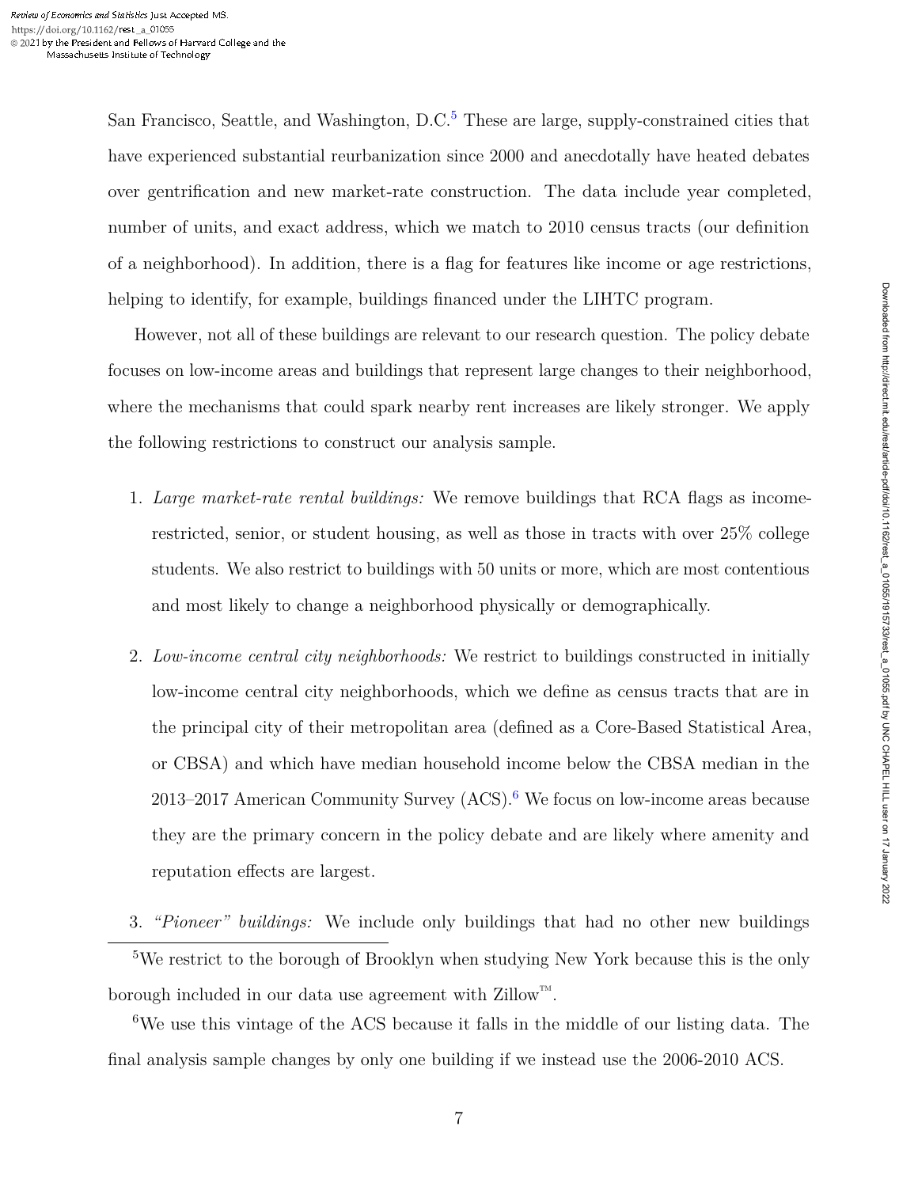San Francisco, Seattle, and Washington, D.C.[5] These are large, supply-constrained cities that have experienced substantial reurbanization since 2000 and anecdotally have heated debates over gentrification and new market-rate construction. The data include year completed, number of units, and exact address, which we match to 2010 census tracts (our definition of a neighborhood). In addition, there is a flag for features like income or age restrictions, helping to identify, for example, buildings financed under the LIHTC program.

However, not all of these buildings are relevant to our research question. The policy debate focuses on low-income areas and buildings that represent large changes to their neighborhood, where the mechanisms that could spark nearby rent increases are likely stronger. We apply the following restrictions to construct our analysis sample.

1. *Large market-rate rental buildings:* We remove buildings that RCA flags as income-restricted, senior, or student housing, as well as those in tracts with over 25% college students. We also restrict to buildings with 50 units or more, which are most contentious and most likely to change a neighborhood physically or demographically.

2. *Low-income central city neighborhoods:* We restrict to buildings constructed in initially low-income central city neighborhoods, which we define as census tracts that are in the principal city of their metropolitan area (defined as a Core-Based Statistical Area, or CBSA) and which have median household income below the CBSA median in the 2013–2017 American Community Survey (ACS).[6] We focus on low-income areas because they are the primary concern in the policy debate and are likely where amenity and reputation effects are largest.

3. *"Pioneer" buildings:* We include only buildings that had no other new buildings

[5]We restrict to the borough of Brooklyn when studying New York because this is the only borough included in our data use agreement with Zillow™.

[6]We use this vintage of the ACS because it falls in the middle of our listing data. The final analysis sample changes by only one building if we instead use the 2006-2010 ACS.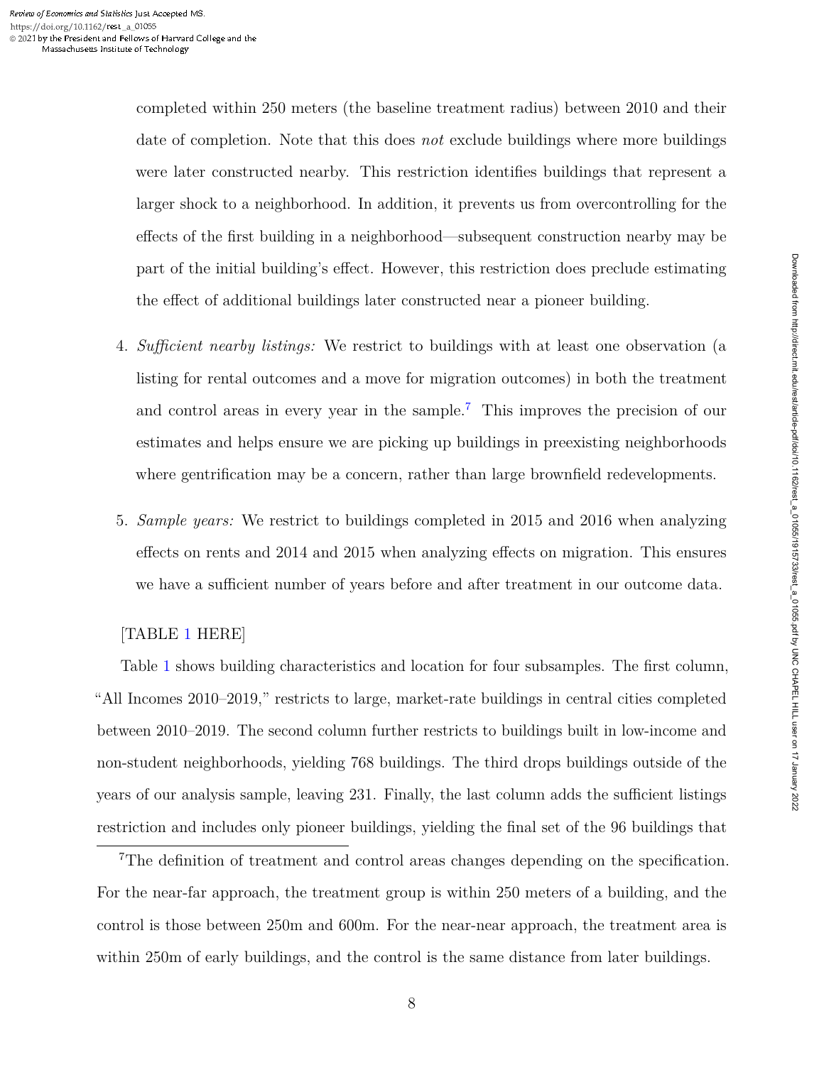completed within 250 meters (the baseline treatment radius) between 2010 and their date of completion. Note that this does *not* exclude buildings where more buildings were later constructed nearby. This restriction identifies buildings that represent a larger shock to a neighborhood. In addition, it prevents us from overcontrolling for the effects of the first building in a neighborhood—subsequent construction nearby may be part of the initial building's effect. However, this restriction does preclude estimating the effect of additional buildings later constructed near a pioneer building.

4. *Sufficient nearby listings:* We restrict to buildings with at least one observation (a listing for rental outcomes and a move for migration outcomes) in both the treatment and control areas in every year in the sample.[7] This improves the precision of our estimates and helps ensure we are picking up buildings in preexisting neighborhoods where gentrification may be a concern, rather than large brownfield redevelopments.

5. *Sample years:* We restrict to buildings completed in 2015 and 2016 when analyzing effects on rents and 2014 and 2015 when analyzing effects on migration. This ensures we have a sufficient number of years before and after treatment in our outcome data.

[TABLE 1 HERE]

Table 1 shows building characteristics and location for four subsamples. The first column, "All Incomes 2010–2019," restricts to large, market-rate buildings in central cities completed between 2010–2019. The second column further restricts to buildings built in low-income and non-student neighborhoods, yielding 768 buildings. The third drops buildings outside of the years of our analysis sample, leaving 231. Finally, the last column adds the sufficient listings restriction and includes only pioneer buildings, yielding the final set of the 96 buildings that

[7] The definition of treatment and control areas changes depending on the specification. For the near-far approach, the treatment group is within 250 meters of a building, and the control is those between 250m and 600m. For the near-near approach, the treatment area is within 250m of early buildings, and the control is the same distance from later buildings.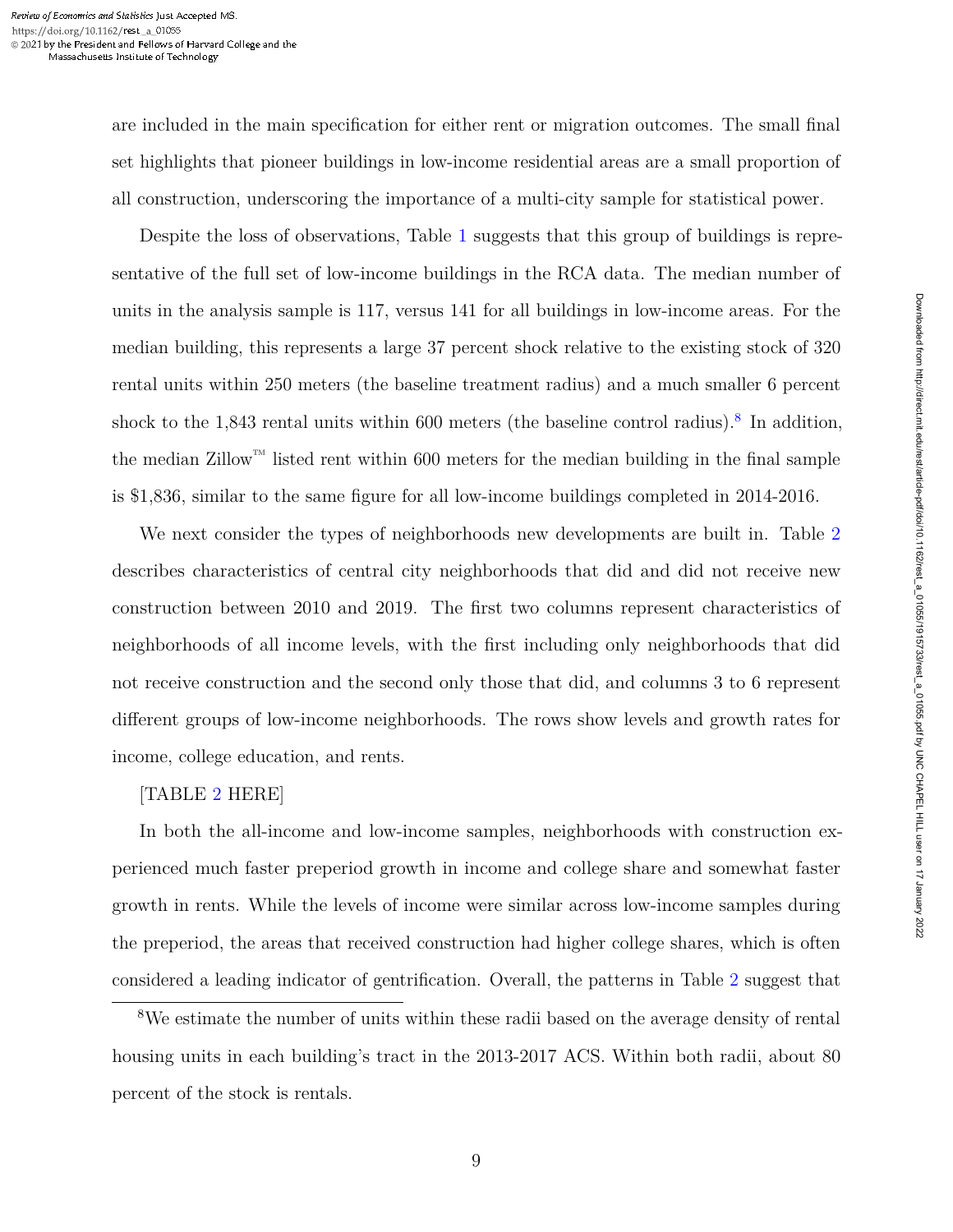are included in the main specification for either rent or migration outcomes. The small final set highlights that pioneer buildings in low-income residential areas are a small proportion of all construction, underscoring the importance of a multi-city sample for statistical power.

Despite the loss of observations, Table 1 suggests that this group of buildings is representative of the full set of low-income buildings in the RCA data. The median number of units in the analysis sample is 117, versus 141 for all buildings in low-income areas. For the median building, this represents a large 37 percent shock relative to the existing stock of 320 rental units within 250 meters (the baseline treatment radius) and a much smaller 6 percent shock to the 1,843 rental units within 600 meters (the baseline control radius).[8] In addition, the median Zillow™ listed rent within 600 meters for the median building in the final sample is $1,836, similar to the same figure for all low-income buildings completed in 2014-2016.

We next consider the types of neighborhoods new developments are built in. Table 2 describes characteristics of central city neighborhoods that did and did not receive new construction between 2010 and 2019. The first two columns represent characteristics of neighborhoods of all income levels, with the first including only neighborhoods that did not receive construction and the second only those that did, and columns 3 to 6 represent different groups of low-income neighborhoods. The rows show levels and growth rates for income, college education, and rents.

[TABLE 2 HERE]

In both the all-income and low-income samples, neighborhoods with construction experienced much faster preperiod growth in income and college share and somewhat faster growth in rents. While the levels of income were similar across low-income samples during the preperiod, the areas that received construction had higher college shares, which is often considered a leading indicator of gentrification. Overall, the patterns in Table 2 suggest that

[8] We estimate the number of units within these radii based on the average density of rental housing units in each building's tract in the 2013-2017 ACS. Within both radii, about 80 percent of the stock is rentals.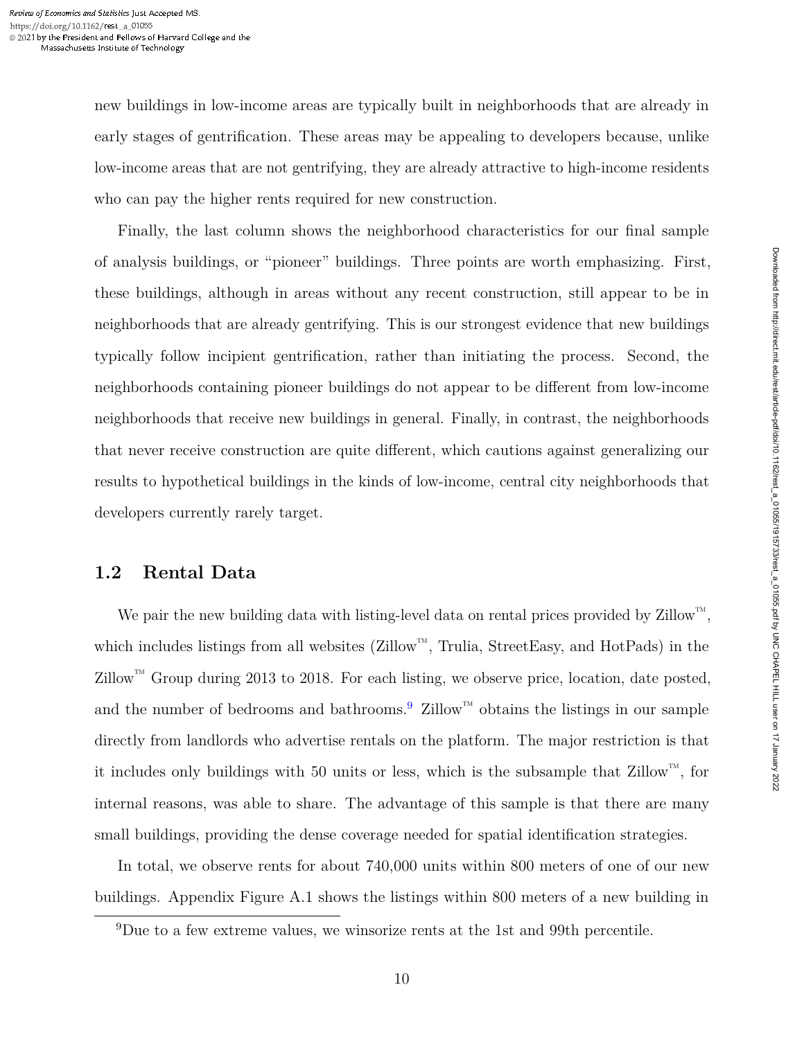new buildings in low-income areas are typically built in neighborhoods that are already in early stages of gentrification. These areas may be appealing to developers because, unlike low-income areas that are not gentrifying, they are already attractive to high-income residents who can pay the higher rents required for new construction.

Finally, the last column shows the neighborhood characteristics for our final sample of analysis buildings, or "pioneer" buildings. Three points are worth emphasizing. First, these buildings, although in areas without any recent construction, still appear to be in neighborhoods that are already gentrifying. This is our strongest evidence that new buildings typically follow incipient gentrification, rather than initiating the process. Second, the neighborhoods containing pioneer buildings do not appear to be different from low-income neighborhoods that receive new buildings in general. Finally, in contrast, the neighborhoods that never receive construction are quite different, which cautions against generalizing our results to hypothetical buildings in the kinds of low-income, central city neighborhoods that developers currently rarely target.

## 1.2 Rental Data

We pair the new building data with listing-level data on rental prices provided by Zillow™, which includes listings from all websites (Zillow™, Trulia, StreetEasy, and HotPads) in the Zillow™ Group during 2013 to 2018. For each listing, we observe price, location, date posted, and the number of bedrooms and bathrooms.[9] Zillow™ obtains the listings in our sample directly from landlords who advertise rentals on the platform. The major restriction is that it includes only buildings with 50 units or less, which is the subsample that Zillow™, for internal reasons, was able to share. The advantage of this sample is that there are many small buildings, providing the dense coverage needed for spatial identification strategies.

In total, we observe rents for about 740,000 units within 800 meters of one of our new buildings. Appendix Figure A.1 shows the listings within 800 meters of a new building in

[9] Due to a few extreme values, we winsorize rents at the 1st and 99th percentile.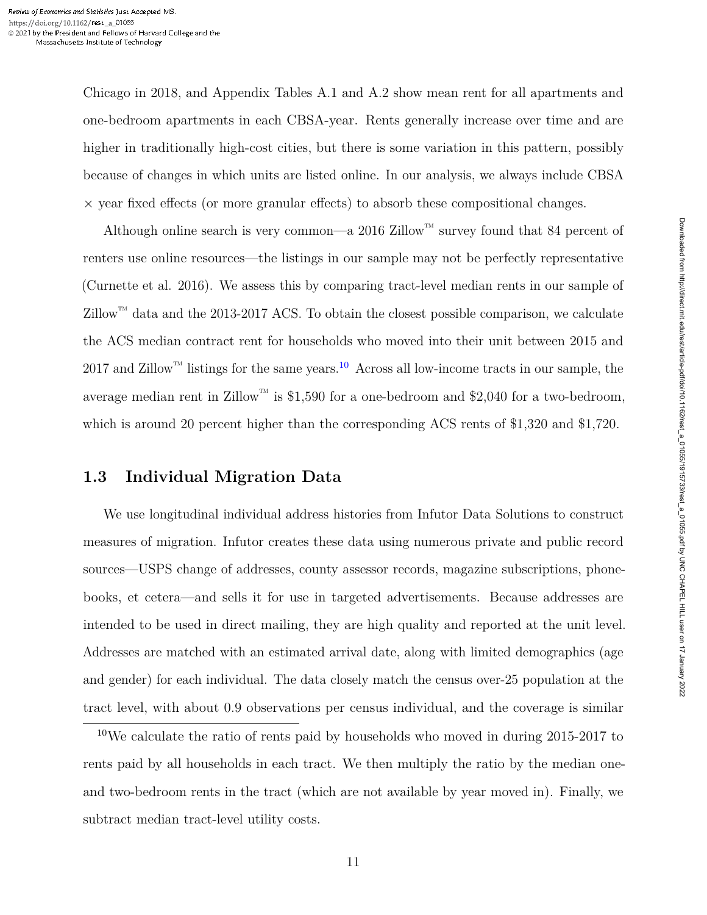Chicago in 2018, and Appendix Tables A.1 and A.2 show mean rent for all apartments and one-bedroom apartments in each CBSA-year. Rents generally increase over time and are higher in traditionally high-cost cities, but there is some variation in this pattern, possibly because of changes in which units are listed online. In our analysis, we always include CBSA × year fixed effects (or more granular effects) to absorb these compositional changes.

Although online search is very common—a 2016 Zillow™ survey found that 84 percent of renters use online resources—the listings in our sample may not be perfectly representative (Curnette et al. 2016). We assess this by comparing tract-level median rents in our sample of Zillow™ data and the 2013-2017 ACS. To obtain the closest possible comparison, we calculate the ACS median contract rent for households who moved into their unit between 2015 and 2017 and Zillow™ listings for the same years.[10] Across all low-income tracts in our sample, the average median rent in Zillow™ is \$1,590 for a one-bedroom and \$2,040 for a two-bedroom, which is around 20 percent higher than the corresponding ACS rents of \$1,320 and \$1,720.

## 1.3 Individual Migration Data

We use longitudinal individual address histories from Infutor Data Solutions to construct measures of migration. Infutor creates these data using numerous private and public record sources—USPS change of addresses, county assessor records, magazine subscriptions, phonebooks, et cetera—and sells it for use in targeted advertisements. Because addresses are intended to be used in direct mailing, they are high quality and reported at the unit level. Addresses are matched with an estimated arrival date, along with limited demographics (age and gender) for each individual. The data closely match the census over-25 population at the tract level, with about 0.9 observations per census individual, and the coverage is similar

[10]We calculate the ratio of rents paid by households who moved in during 2015-2017 to rents paid by all households in each tract. We then multiply the ratio by the median one- and two-bedroom rents in the tract (which are not available by year moved in). Finally, we subtract median tract-level utility costs.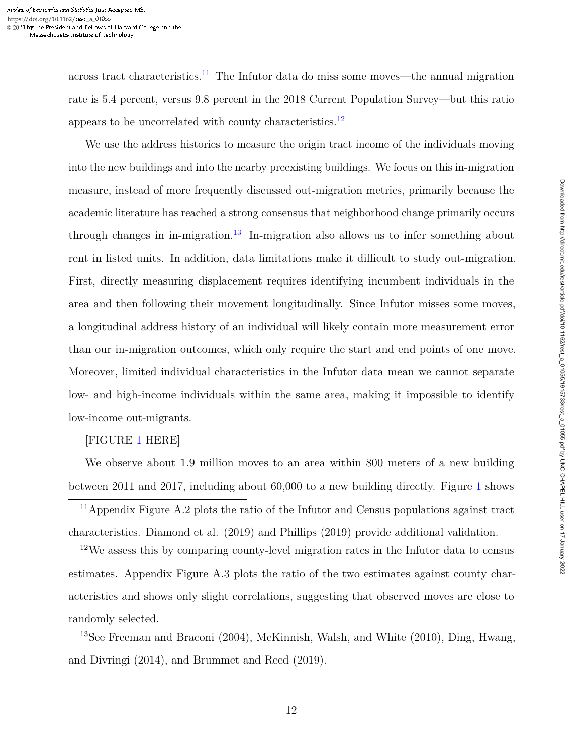across tract characteristics.[11] The Infutor data do miss some moves—the annual migration rate is 5.4 percent, versus 9.8 percent in the 2018 Current Population Survey—but this ratio appears to be uncorrelated with county characteristics.[12]

We use the address histories to measure the origin tract income of the individuals moving into the new buildings and into the nearby preexisting buildings. We focus on this in-migration measure, instead of more frequently discussed out-migration metrics, primarily because the academic literature has reached a strong consensus that neighborhood change primarily occurs through changes in in-migration.[13] In-migration also allows us to infer something about rent in listed units. In addition, data limitations make it difficult to study out-migration. First, directly measuring displacement requires identifying incumbent individuals in the area and then following their movement longitudinally. Since Infutor misses some moves, a longitudinal address history of an individual will likely contain more measurement error than our in-migration outcomes, which only require the start and end points of one move. Moreover, limited individual characteristics in the Infutor data mean we cannot separate low- and high-income individuals within the same area, making it impossible to identify low-income out-migrants.

[FIGURE 1 HERE]

We observe about 1.9 million moves to an area within 800 meters of a new building between 2011 and 2017, including about 60,000 to a new building directly. Figure 1 shows

[11] Appendix Figure A.2 plots the ratio of the Infutor and Census populations against tract characteristics. Diamond et al. (2019) and Phillips (2019) provide additional validation.

[12] We assess this by comparing county-level migration rates in the Infutor data to census estimates. Appendix Figure A.3 plots the ratio of the two estimates against county characteristics and shows only slight correlations, suggesting that observed moves are close to randomly selected.

[13] See Freeman and Braconi (2004), McKinnish, Walsh, and White (2010), Ding, Hwang, and Divringi (2014), and Brummet and Reed (2019).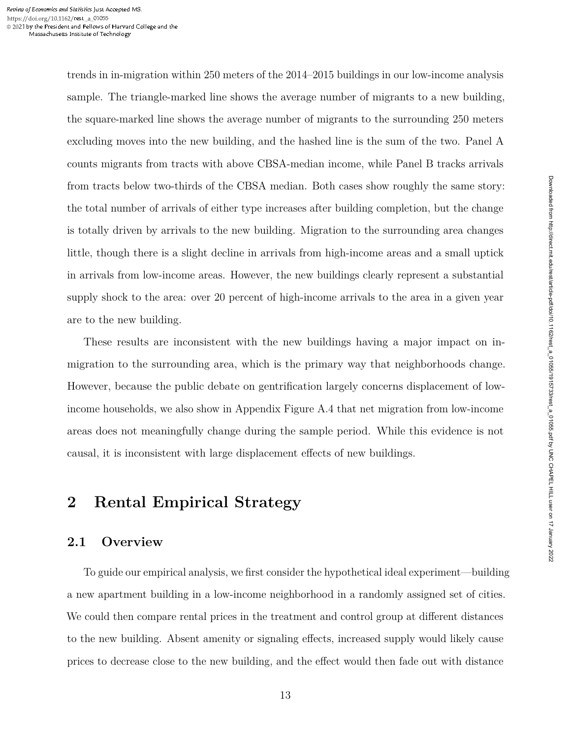trends in in-migration within 250 meters of the 2014–2015 buildings in our low-income analysis sample. The triangle-marked line shows the average number of migrants to a new building, the square-marked line shows the average number of migrants to the surrounding 250 meters excluding moves into the new building, and the hashed line is the sum of the two. Panel A counts migrants from tracts with above CBSA-median income, while Panel B tracks arrivals from tracts below two-thirds of the CBSA median. Both cases show roughly the same story: the total number of arrivals of either type increases after building completion, but the change is totally driven by arrivals to the new building. Migration to the surrounding area changes little, though there is a slight decline in arrivals from high-income areas and a small uptick in arrivals from low-income areas. However, the new buildings clearly represent a substantial supply shock to the area: over 20 percent of high-income arrivals to the area in a given year are to the new building.

These results are inconsistent with the new buildings having a major impact on in-migration to the surrounding area, which is the primary way that neighborhoods change. However, because the public debate on gentrification largely concerns displacement of low-income households, we also show in Appendix Figure A.4 that net migration from low-income areas does not meaningfully change during the sample period. While this evidence is not causal, it is inconsistent with large displacement effects of new buildings.

# 2 Rental Empirical Strategy

## 2.1 Overview

To guide our empirical analysis, we first consider the hypothetical ideal experiment—building a new apartment building in a low-income neighborhood in a randomly assigned set of cities. We could then compare rental prices in the treatment and control group at different distances to the new building. Absent amenity or signaling effects, increased supply would likely cause prices to decrease close to the new building, and the effect would then fade out with distance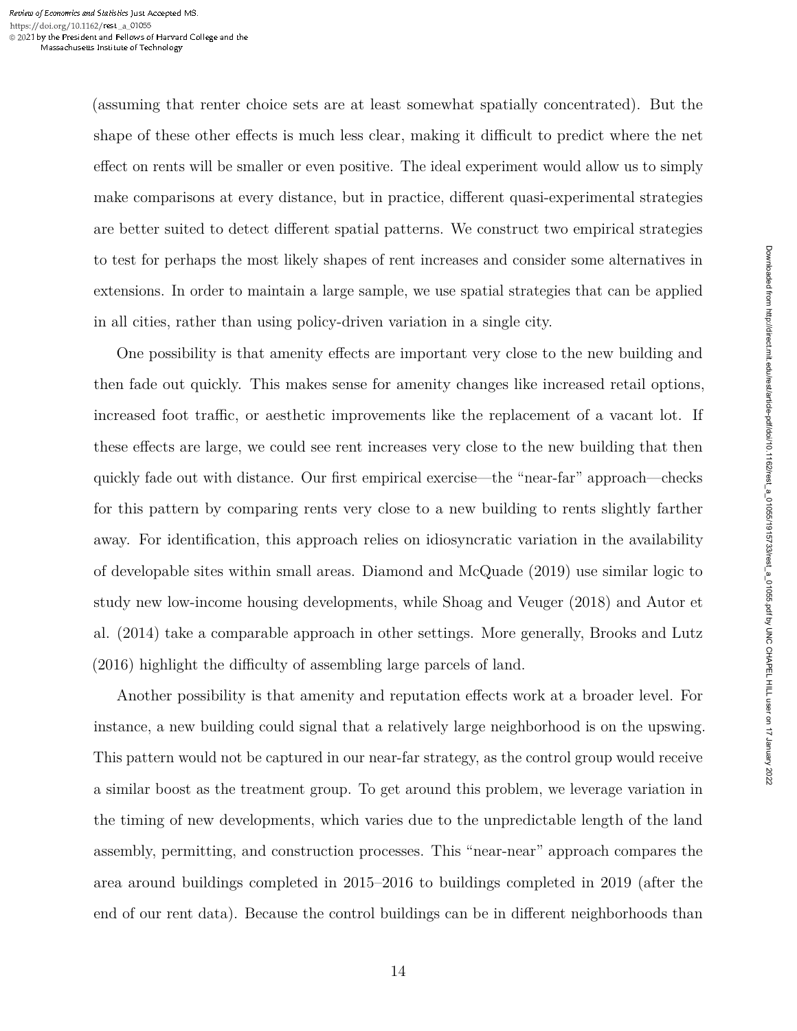(assuming that renter choice sets are at least somewhat spatially concentrated). But the shape of these other effects is much less clear, making it difficult to predict where the net effect on rents will be smaller or even positive. The ideal experiment would allow us to simply make comparisons at every distance, but in practice, different quasi-experimental strategies are better suited to detect different spatial patterns. We construct two empirical strategies to test for perhaps the most likely shapes of rent increases and consider some alternatives in extensions. In order to maintain a large sample, we use spatial strategies that can be applied in all cities, rather than using policy-driven variation in a single city.

One possibility is that amenity effects are important very close to the new building and then fade out quickly. This makes sense for amenity changes like increased retail options, increased foot traffic, or aesthetic improvements like the replacement of a vacant lot. If these effects are large, we could see rent increases very close to the new building that then quickly fade out with distance. Our first empirical exercise—the "near-far" approach—checks for this pattern by comparing rents very close to a new building to rents slightly farther away. For identification, this approach relies on idiosyncratic variation in the availability of developable sites within small areas. Diamond and McQuade (2019) use similar logic to study new low-income housing developments, while Shoag and Veuger (2018) and Autor et al. (2014) take a comparable approach in other settings. More generally, Brooks and Lutz (2016) highlight the difficulty of assembling large parcels of land.

Another possibility is that amenity and reputation effects work at a broader level. For instance, a new building could signal that a relatively large neighborhood is on the upswing. This pattern would not be captured in our near-far strategy, as the control group would receive a similar boost as the treatment group. To get around this problem, we leverage variation in the timing of new developments, which varies due to the unpredictable length of the land assembly, permitting, and construction processes. This "near-near" approach compares the area around buildings completed in 2015–2016 to buildings completed in 2019 (after the end of our rent data). Because the control buildings can be in different neighborhoods than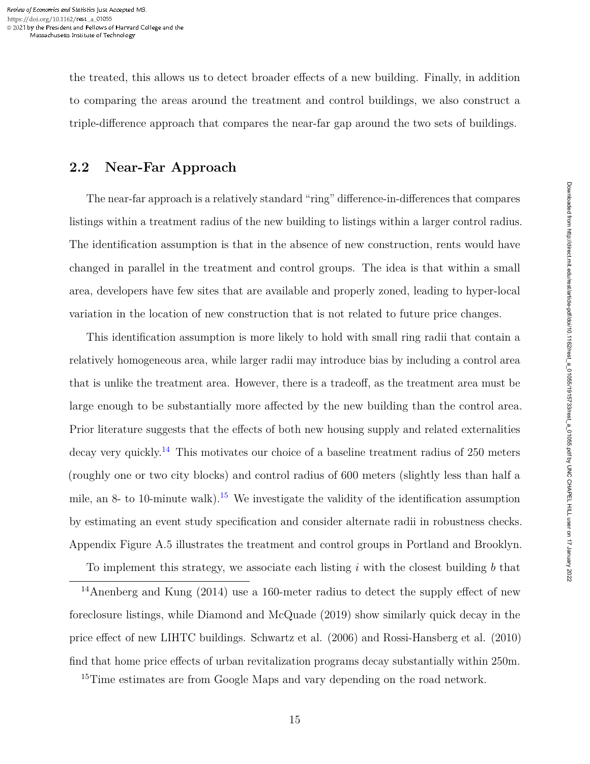the treated, this allows us to detect broader effects of a new building. Finally, in addition to comparing the areas around the treatment and control buildings, we also construct a triple-difference approach that compares the near-far gap around the two sets of buildings.

## 2.2 Near-Far Approach

The near-far approach is a relatively standard "ring" difference-in-differences that compares listings within a treatment radius of the new building to listings within a larger control radius. The identification assumption is that in the absence of new construction, rents would have changed in parallel in the treatment and control groups. The idea is that within a small area, developers have few sites that are available and properly zoned, leading to hyper-local variation in the location of new construction that is not related to future price changes.

This identification assumption is more likely to hold with small ring radii that contain a relatively homogeneous area, while larger radii may introduce bias by including a control area that is unlike the treatment area. However, there is a tradeoff, as the treatment area must be large enough to be substantially more affected by the new building than the control area. Prior literature suggests that the effects of both new housing supply and related externalities decay very quickly.[14] This motivates our choice of a baseline treatment radius of 250 meters (roughly one or two city blocks) and control radius of 600 meters (slightly less than half a mile, an 8- to 10-minute walk).[15] We investigate the validity of the identification assumption by estimating an event study specification and consider alternate radii in robustness checks. Appendix Figure A.5 illustrates the treatment and control groups in Portland and Brooklyn.

To implement this strategy, we associate each listing $i$ with the closest building $b$ that

[14]Anenberg and Kung (2014) use a 160-meter radius to detect the supply effect of new foreclosure listings, while Diamond and McQuade (2019) show similarly quick decay in the price effect of new LIHTC buildings. Schwartz et al. (2006) and Rossi-Hansberg et al. (2010) find that home price effects of urban revitalization programs decay substantially within 250m.

[15]Time estimates are from Google Maps and vary depending on the road network.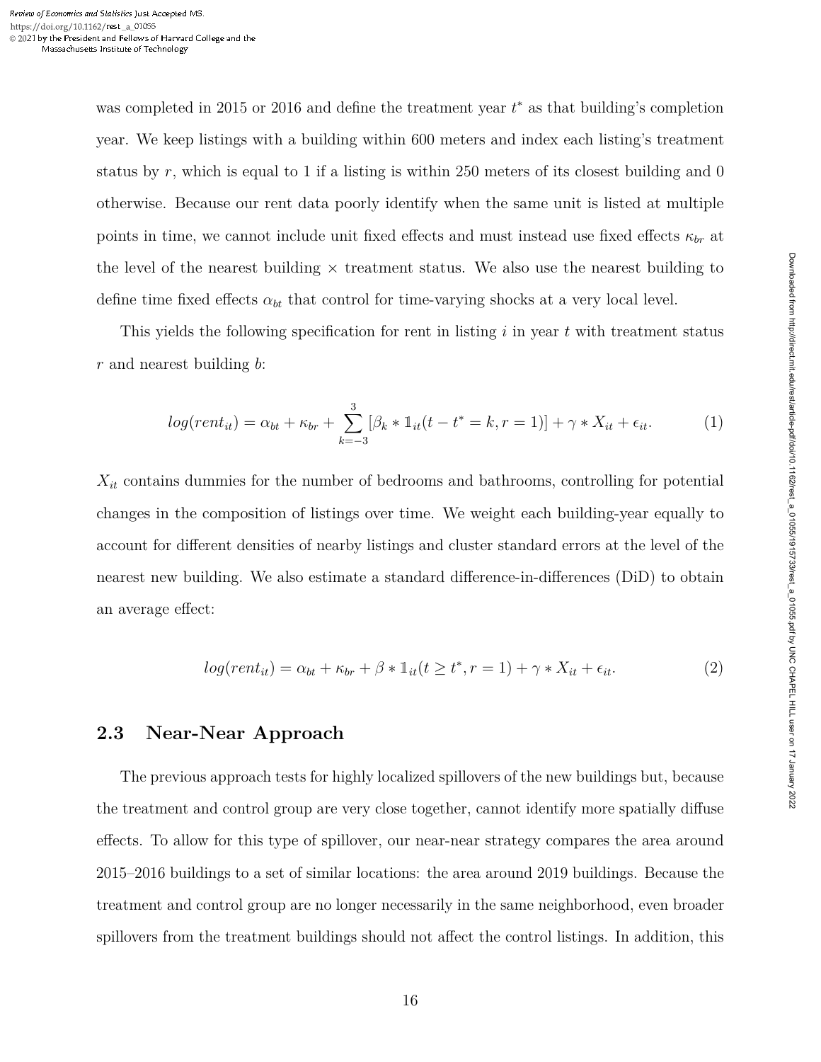was completed in 2015 or 2016 and define the treatment year $t^*$ as that building's completion year. We keep listings with a building within 600 meters and index each listing's treatment status by $r$, which is equal to 1 if a listing is within 250 meters of its closest building and 0 otherwise. Because our rent data poorly identify when the same unit is listed at multiple points in time, we cannot include unit fixed effects and must instead use fixed effects $\kappa_{br}$ at the level of the nearest building × treatment status. We also use the nearest building to define time fixed effects $\alpha_{bt}$ that control for time-varying shocks at a very local level.

This yields the following specification for rent in listing $i$ in year $t$ with treatment status $r$ and nearest building $b$:

$$log(rent_{it}) = \alpha_{bt} + \kappa_{br} + \sum_{k=-3}^{3} [\beta_k * \mathbb{1}_{it}(t - t^* = k, r = 1)] + \gamma * X_{it} + \epsilon_{it}. \tag{1}$$

$X_{it}$ contains dummies for the number of bedrooms and bathrooms, controlling for potential changes in the composition of listings over time. We weight each building-year equally to account for different densities of nearby listings and cluster standard errors at the level of the nearest new building. We also estimate a standard difference-in-differences (DiD) to obtain an average effect:

$$log(rent_{it}) = \alpha_{bt} + \kappa_{br} + \beta * \mathbb{1}_{it}(t \geq t^*, r = 1) + \gamma * X_{it} + \epsilon_{it}. \tag{2}$$

## 2.3 Near-Near Approach

The previous approach tests for highly localized spillovers of the new buildings but, because the treatment and control group are very close together, cannot identify more spatially diffuse effects. To allow for this type of spillover, our near-near strategy compares the area around 2015–2016 buildings to a set of similar locations: the area around 2019 buildings. Because the treatment and control group are no longer necessarily in the same neighborhood, even broader spillovers from the treatment buildings should not affect the control listings. In addition, this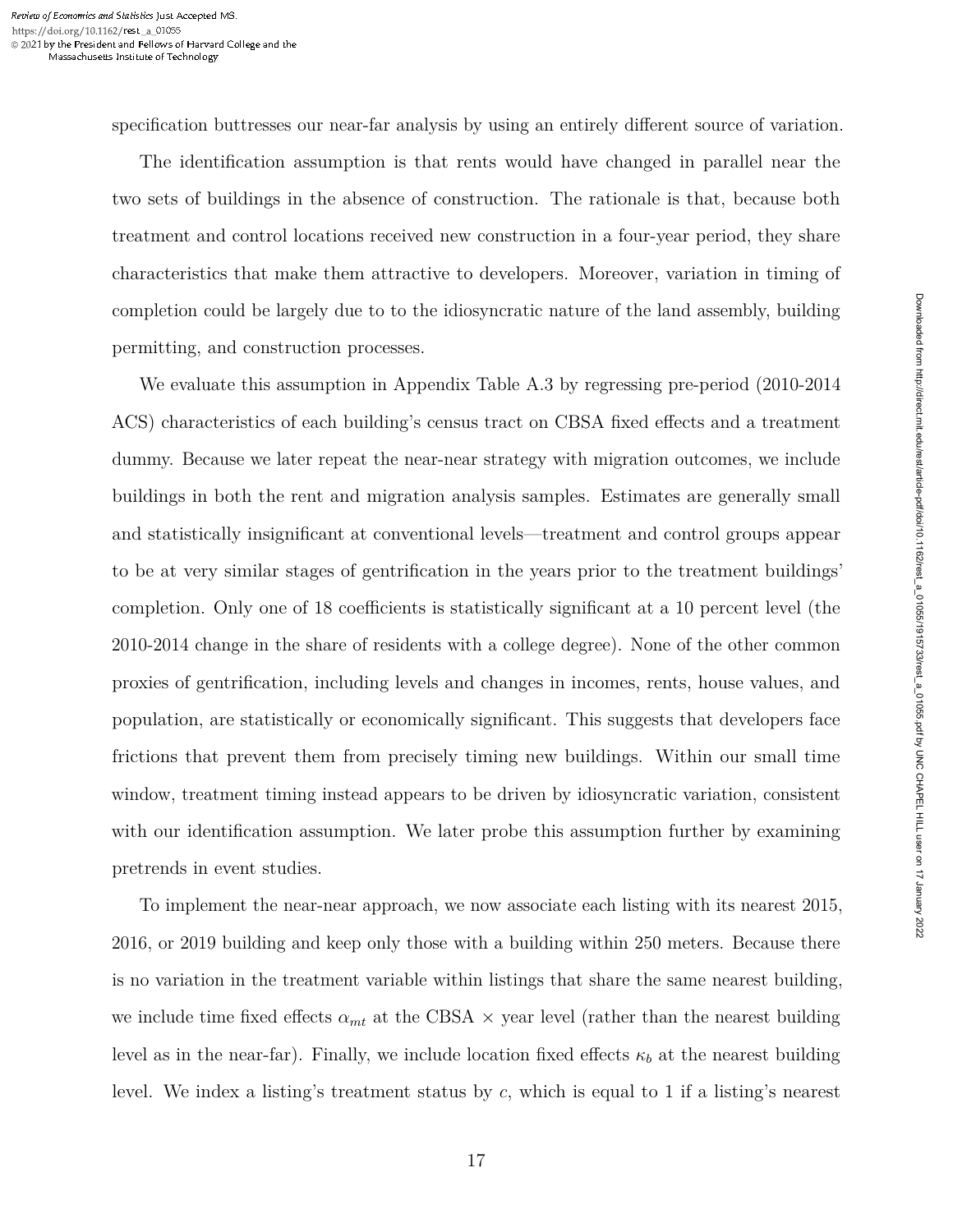specification buttresses our near-far analysis by using an entirely different source of variation.

The identification assumption is that rents would have changed in parallel near the two sets of buildings in the absence of construction. The rationale is that, because both treatment and control locations received new construction in a four-year period, they share characteristics that make them attractive to developers. Moreover, variation in timing of completion could be largely due to to the idiosyncratic nature of the land assembly, building permitting, and construction processes.

We evaluate this assumption in Appendix Table A.3 by regressing pre-period (2010-2014 ACS) characteristics of each building's census tract on CBSA fixed effects and a treatment dummy. Because we later repeat the near-near strategy with migration outcomes, we include buildings in both the rent and migration analysis samples. Estimates are generally small and statistically insignificant at conventional levels—treatment and control groups appear to be at very similar stages of gentrification in the years prior to the treatment buildings' completion. Only one of 18 coefficients is statistically significant at a 10 percent level (the 2010-2014 change in the share of residents with a college degree). None of the other common proxies of gentrification, including levels and changes in incomes, rents, house values, and population, are statistically or economically significant. This suggests that developers face frictions that prevent them from precisely timing new buildings. Within our small time window, treatment timing instead appears to be driven by idiosyncratic variation, consistent with our identification assumption. We later probe this assumption further by examining pretrends in event studies.

To implement the near-near approach, we now associate each listing with its nearest 2015, 2016, or 2019 building and keep only those with a building within 250 meters. Because there is no variation in the treatment variable within listings that share the same nearest building, we include time fixed effects $\alpha_{mt}$ at the CBSA × year level (rather than the nearest building level as in the near-far). Finally, we include location fixed effects $\kappa_b$ at the nearest building level. We index a listing's treatment status by $c$, which is equal to 1 if a listing's nearest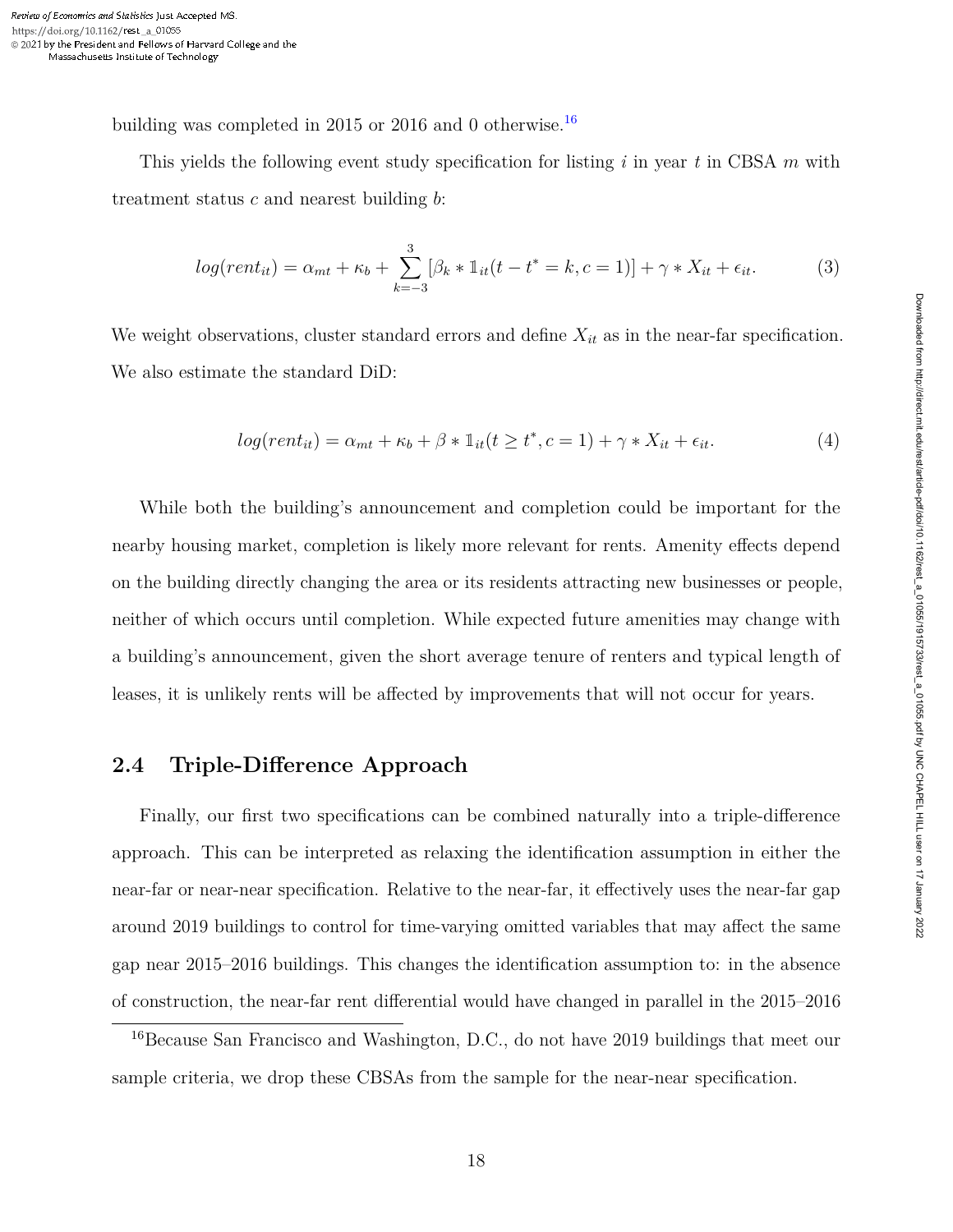building was completed in 2015 or 2016 and 0 otherwise.[16]

This yields the following event study specification for listing $i$ in year $t$ in CBSA $m$ with treatment status $c$ and nearest building $b$:

$$log(rent_{it}) = \alpha_{mt} + \kappa_b + \sum_{k=-3}^{3} [\beta_k * \mathbb{1}_{it}(t - t^* = k, c = 1)] + \gamma * X_{it} + \epsilon_{it}. \tag{3}$$

We weight observations, cluster standard errors and define $X_{it}$ as in the near-far specification. We also estimate the standard DiD:

$$log(rent_{it}) = \alpha_{mt} + \kappa_b + \beta * \mathbb{1}_{it}(t \geq t^*, c = 1) + \gamma * X_{it} + \epsilon_{it}. \tag{4}$$

While both the building's announcement and completion could be important for the nearby housing market, completion is likely more relevant for rents. Amenity effects depend on the building directly changing the area or its residents attracting new businesses or people, neither of which occurs until completion. While expected future amenities may change with a building's announcement, given the short average tenure of renters and typical length of leases, it is unlikely rents will be affected by improvements that will not occur for years.

## 2.4 Triple-Difference Approach

Finally, our first two specifications can be combined naturally into a triple-difference approach. This can be interpreted as relaxing the identification assumption in either the near-far or near-near specification. Relative to the near-far, it effectively uses the near-far gap around 2019 buildings to control for time-varying omitted variables that may affect the same gap near 2015–2016 buildings. This changes the identification assumption to: in the absence of construction, the near-far rent differential would have changed in parallel in the 2015–2016

[16]Because San Francisco and Washington, D.C., do not have 2019 buildings that meet our sample criteria, we drop these CBSAs from the sample for the near-near specification.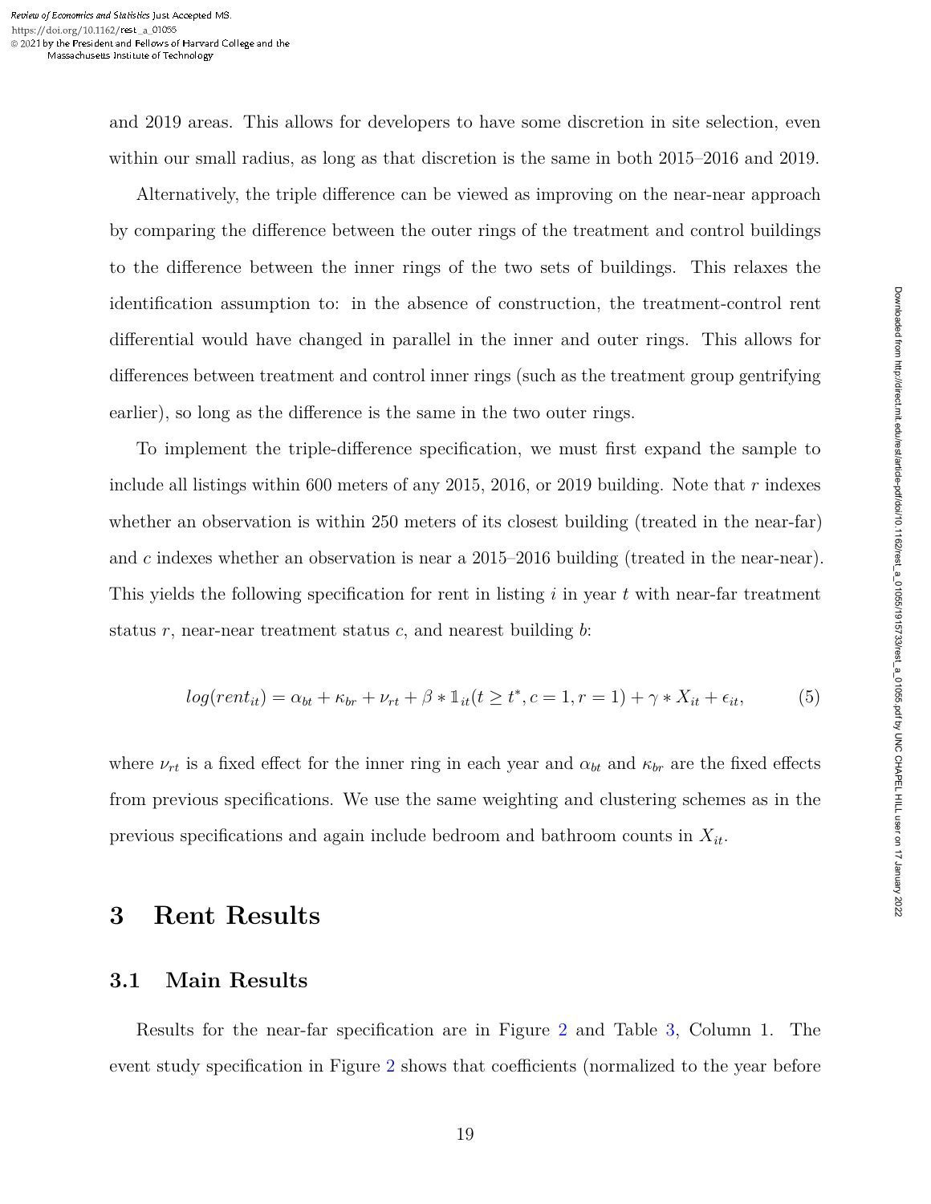and 2019 areas. This allows for developers to have some discretion in site selection, even within our small radius, as long as that discretion is the same in both 2015–2016 and 2019.

Alternatively, the triple difference can be viewed as improving on the near-near approach by comparing the difference between the outer rings of the treatment and control buildings to the difference between the inner rings of the two sets of buildings. This relaxes the identification assumption to: in the absence of construction, the treatment-control rent differential would have changed in parallel in the inner and outer rings. This allows for differences between treatment and control inner rings (such as the treatment group gentrifying earlier), so long as the difference is the same in the two outer rings.

To implement the triple-difference specification, we must first expand the sample to include all listings within 600 meters of any 2015, 2016, or 2019 building. Note that $r$ indexes whether an observation is within 250 meters of its closest building (treated in the near-far) and $c$ indexes whether an observation is near a 2015–2016 building (treated in the near-near). This yields the following specification for rent in listing $i$ in year $t$ with near-far treatment status $r$, near-near treatment status $c$, and nearest building $b$:

$$log(rent_{it}) = \alpha_{bt} + \kappa_{br} + \nu_{rt} + \beta * \mathbb{1}_{it}(t \geq t^*, c = 1, r = 1) + \gamma * X_{it} + \epsilon_{it}, \qquad (5)$$

where $\nu_{rt}$ is a fixed effect for the inner ring in each year and $\alpha_{bt}$ and $\kappa_{br}$ are the fixed effects from previous specifications. We use the same weighting and clustering schemes as in the previous specifications and again include bedroom and bathroom counts in $X_{it}$.

# 3 Rent Results

## 3.1 Main Results

Results for the near-far specification are in Figure 2 and Table 3, Column 1. The event study specification in Figure 2 shows that coefficients (normalized to the year before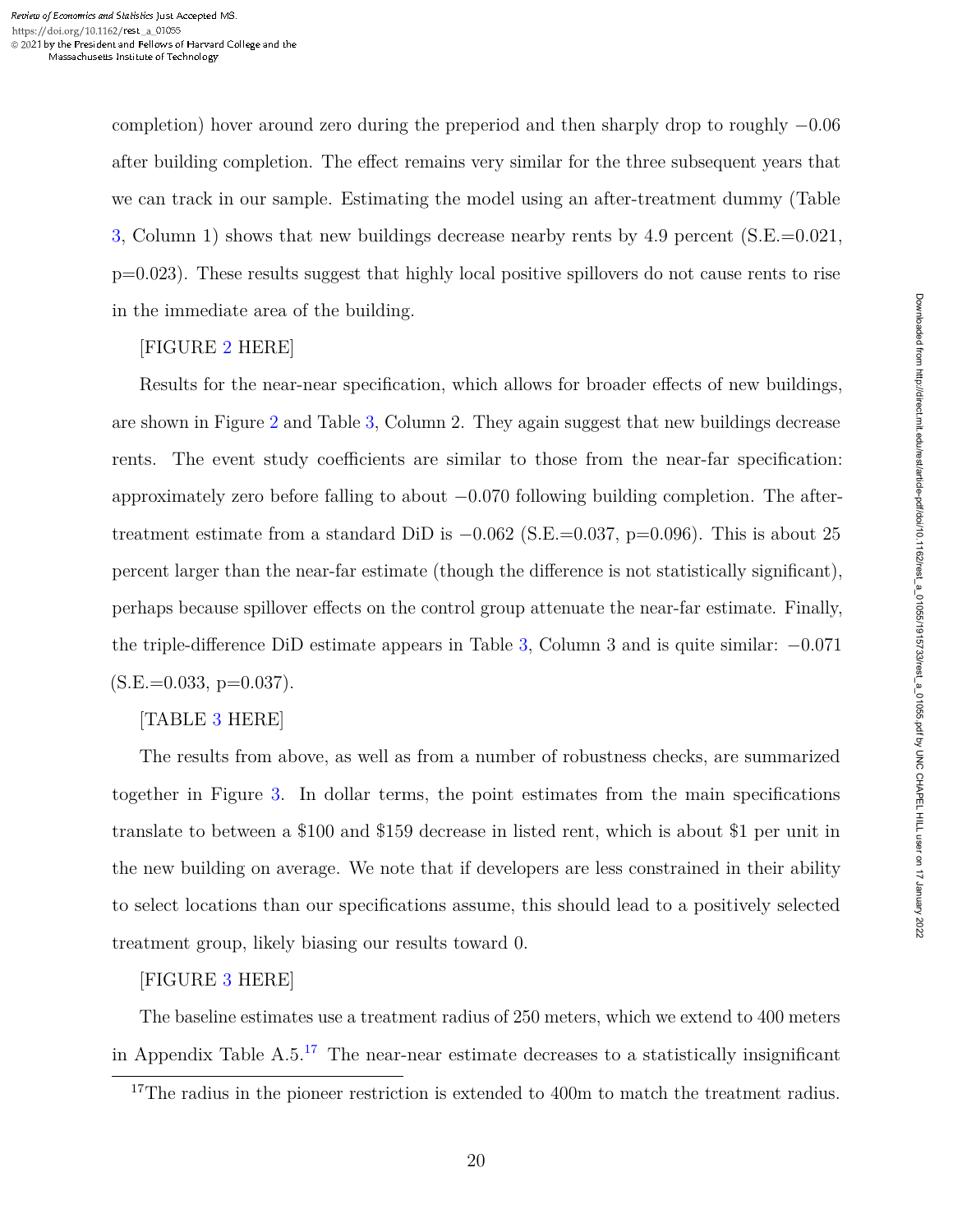completion) hover around zero during the preperiod and then sharply drop to roughly −0.06 after building completion. The effect remains very similar for the three subsequent years that we can track in our sample. Estimating the model using an after-treatment dummy (Table 3, Column 1) shows that new buildings decrease nearby rents by 4.9 percent (S.E.=0.021, p=0.023). These results suggest that highly local positive spillovers do not cause rents to rise in the immediate area of the building.

[FIGURE 2 HERE]

Results for the near-near specification, which allows for broader effects of new buildings, are shown in Figure 2 and Table 3, Column 2. They again suggest that new buildings decrease rents. The event study coefficients are similar to those from the near-far specification: approximately zero before falling to about −0.070 following building completion. The after-treatment estimate from a standard DiD is −0.062 (S.E.=0.037, p=0.096). This is about 25 percent larger than the near-far estimate (though the difference is not statistically significant), perhaps because spillover effects on the control group attenuate the near-far estimate. Finally, the triple-difference DiD estimate appears in Table 3, Column 3 and is quite similar: −0.071 (S.E.=0.033, p=0.037).

[TABLE 3 HERE]

The results from above, as well as from a number of robustness checks, are summarized together in Figure 3. In dollar terms, the point estimates from the main specifications translate to between a $100 and $159 decrease in listed rent, which is about $1 per unit in the new building on average. We note that if developers are less constrained in their ability to select locations than our specifications assume, this should lead to a positively selected treatment group, likely biasing our results toward 0.

[FIGURE 3 HERE]

The baseline estimates use a treatment radius of 250 meters, which we extend to 400 meters in Appendix Table A.5.[17] The near-near estimate decreases to a statistically insignificant

[17] The radius in the pioneer restriction is extended to 400m to match the treatment radius.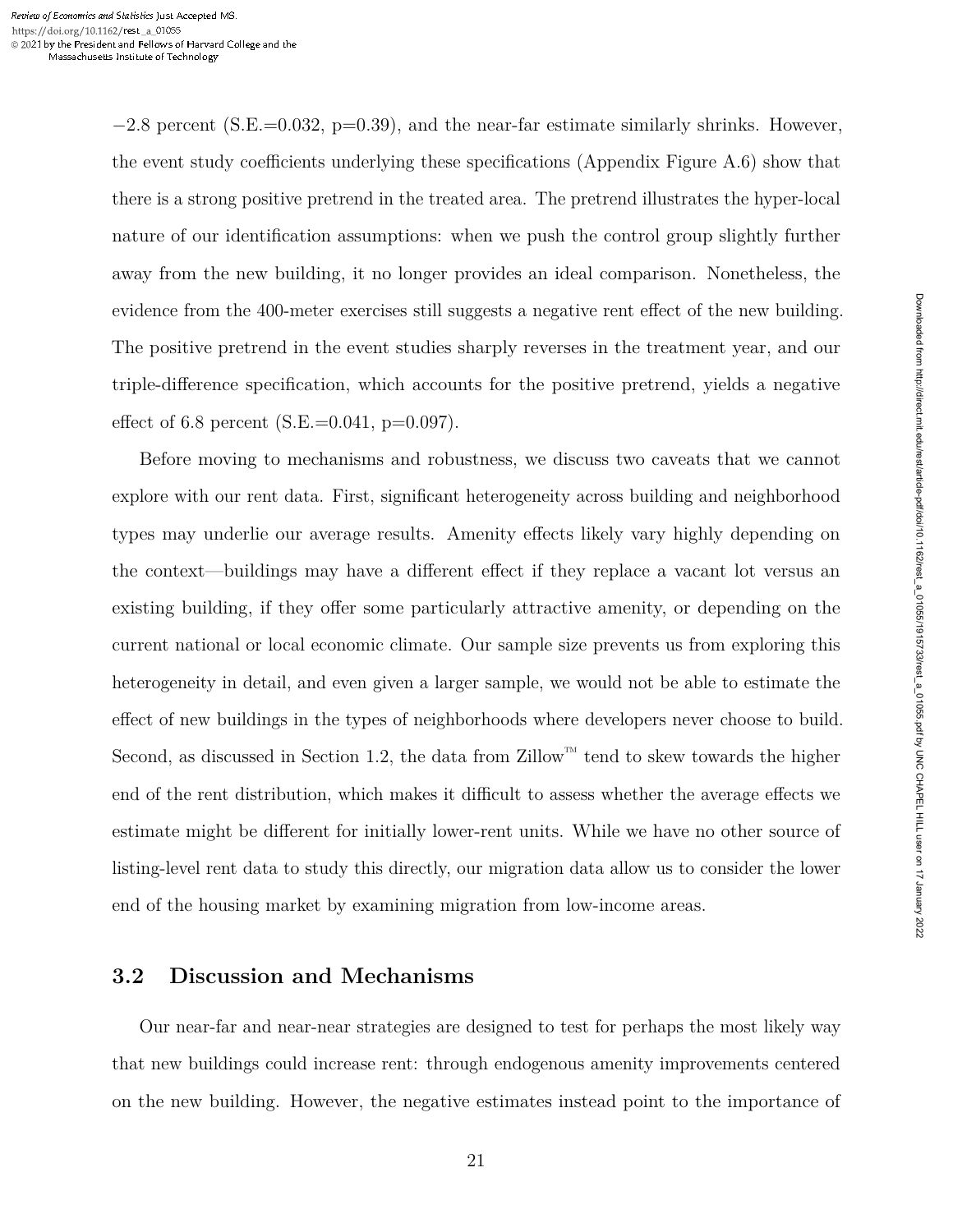−2.8 percent (S.E.=0.032, p=0.39), and the near-far estimate similarly shrinks. However, the event study coefficients underlying these specifications (Appendix Figure A.6) show that there is a strong positive pretrend in the treated area. The pretrend illustrates the hyper-local nature of our identification assumptions: when we push the control group slightly further away from the new building, it no longer provides an ideal comparison. Nonetheless, the evidence from the 400-meter exercises still suggests a negative rent effect of the new building. The positive pretrend in the event studies sharply reverses in the treatment year, and our triple-difference specification, which accounts for the positive pretrend, yields a negative effect of 6.8 percent (S.E.=0.041, p=0.097).

Before moving to mechanisms and robustness, we discuss two caveats that we cannot explore with our rent data. First, significant heterogeneity across building and neighborhood types may underlie our average results. Amenity effects likely vary highly depending on the context—buildings may have a different effect if they replace a vacant lot versus an existing building, if they offer some particularly attractive amenity, or depending on the current national or local economic climate. Our sample size prevents us from exploring this heterogeneity in detail, and even given a larger sample, we would not be able to estimate the effect of new buildings in the types of neighborhoods where developers never choose to build. Second, as discussed in Section 1.2, the data from Zillow™ tend to skew towards the higher end of the rent distribution, which makes it difficult to assess whether the average effects we estimate might be different for initially lower-rent units. While we have no other source of listing-level rent data to study this directly, our migration data allow us to consider the lower end of the housing market by examining migration from low-income areas.

## 3.2 Discussion and Mechanisms

Our near-far and near-near strategies are designed to test for perhaps the most likely way that new buildings could increase rent: through endogenous amenity improvements centered on the new building. However, the negative estimates instead point to the importance of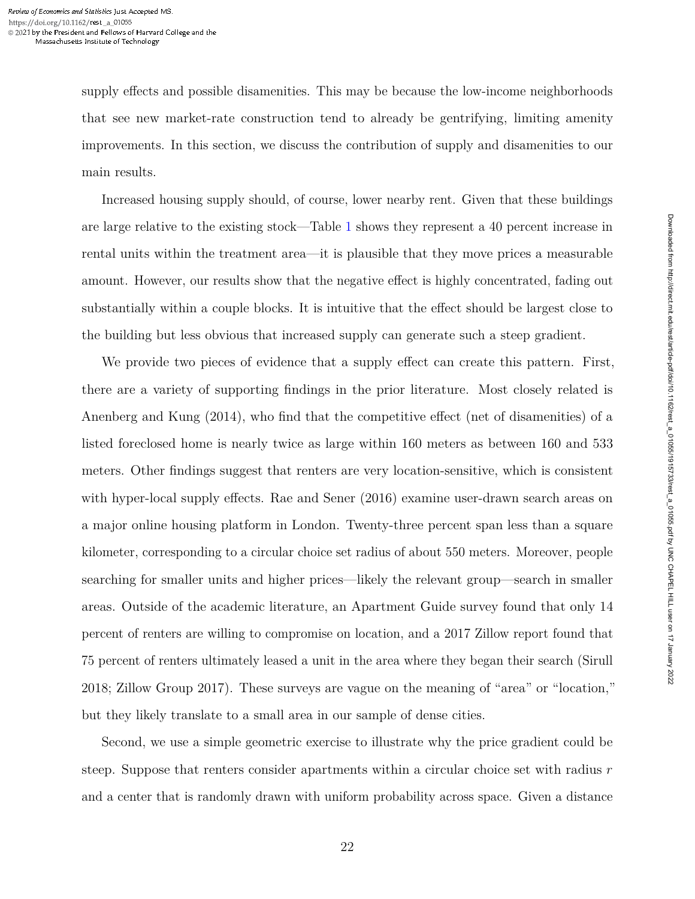supply effects and possible disamenities. This may be because the low-income neighborhoods that see new market-rate construction tend to already be gentrifying, limiting amenity improvements. In this section, we discuss the contribution of supply and disamenities to our main results.

Increased housing supply should, of course, lower nearby rent. Given that these buildings are large relative to the existing stock—Table 1 shows they represent a 40 percent increase in rental units within the treatment area—it is plausible that they move prices a measurable amount. However, our results show that the negative effect is highly concentrated, fading out substantially within a couple blocks. It is intuitive that the effect should be largest close to the building but less obvious that increased supply can generate such a steep gradient.

We provide two pieces of evidence that a supply effect can create this pattern. First, there are a variety of supporting findings in the prior literature. Most closely related is Anenberg and Kung (2014), who find that the competitive effect (net of disamenities) of a listed foreclosed home is nearly twice as large within 160 meters as between 160 and 533 meters. Other findings suggest that renters are very location-sensitive, which is consistent with hyper-local supply effects. Rae and Sener (2016) examine user-drawn search areas on a major online housing platform in London. Twenty-three percent span less than a square kilometer, corresponding to a circular choice set radius of about 550 meters. Moreover, people searching for smaller units and higher prices—likely the relevant group—search in smaller areas. Outside of the academic literature, an Apartment Guide survey found that only 14 percent of renters are willing to compromise on location, and a 2017 Zillow report found that 75 percent of renters ultimately leased a unit in the area where they began their search (Sirull 2018; Zillow Group 2017). These surveys are vague on the meaning of "area" or "location," but they likely translate to a small area in our sample of dense cities.

Second, we use a simple geometric exercise to illustrate why the price gradient could be steep. Suppose that renters consider apartments within a circular choice set with radius $r$ and a center that is randomly drawn with uniform probability across space. Given a distance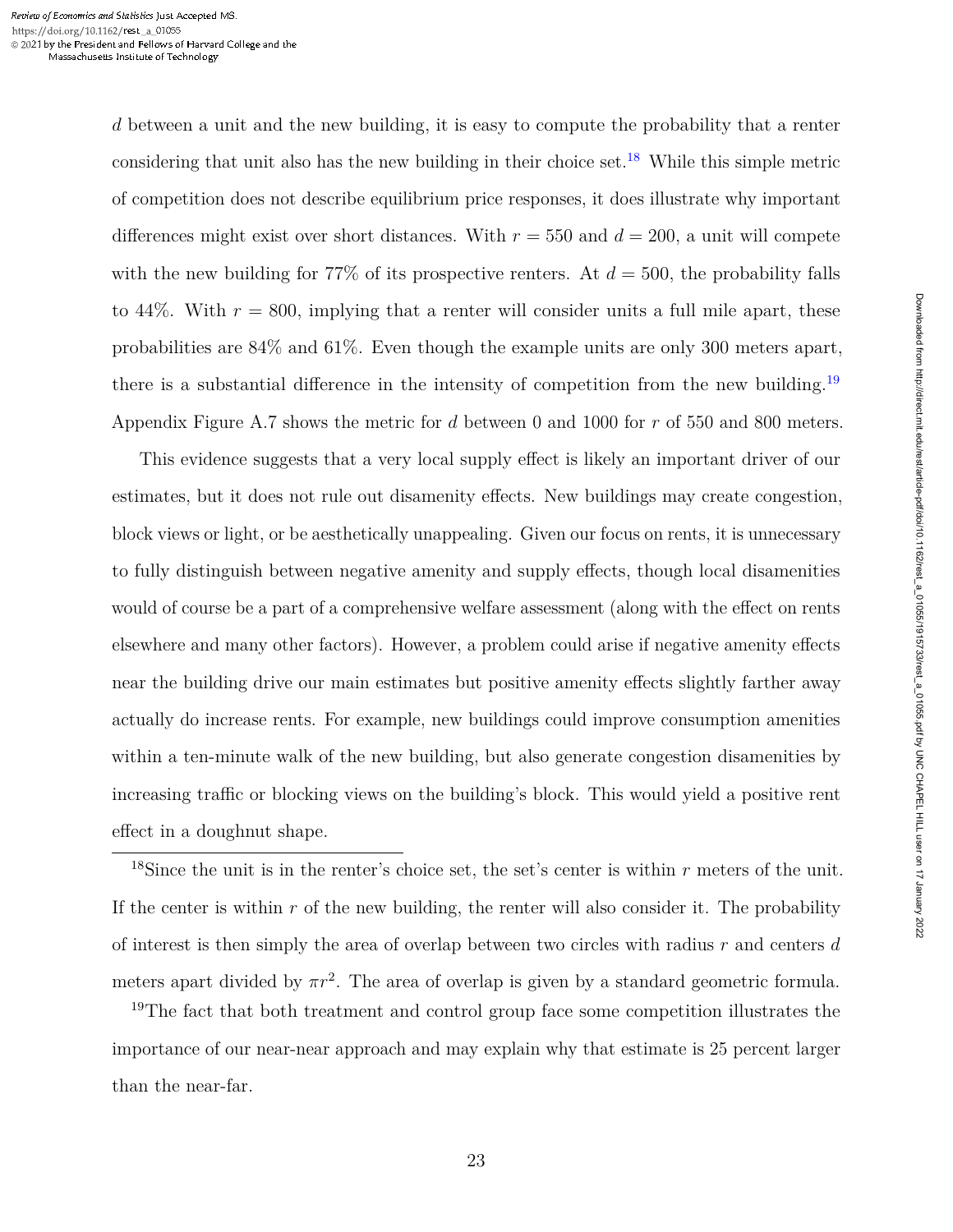$d$ between a unit and the new building, it is easy to compute the probability that a renter considering that unit also has the new building in their choice set.[18] While this simple metric of competition does not describe equilibrium price responses, it does illustrate why important differences might exist over short distances. With $r = 550$ and $d = 200$, a unit will compete with the new building for 77% of its prospective renters. At $d = 500$, the probability falls to 44%. With $r = 800$, implying that a renter will consider units a full mile apart, these probabilities are 84% and 61%. Even though the example units are only 300 meters apart, there is a substantial difference in the intensity of competition from the new building.[19] Appendix Figure A.7 shows the metric for $d$ between 0 and 1000 for $r$ of 550 and 800 meters.

This evidence suggests that a very local supply effect is likely an important driver of our estimates, but it does not rule out disamenity effects. New buildings may create congestion, block views or light, or be aesthetically unappealing. Given our focus on rents, it is unnecessary to fully distinguish between negative amenity and supply effects, though local disamenities would of course be a part of a comprehensive welfare assessment (along with the effect on rents elsewhere and many other factors). However, a problem could arise if negative amenity effects near the building drive our main estimates but positive amenity effects slightly farther away actually do increase rents. For example, new buildings could improve consumption amenities within a ten-minute walk of the new building, but also generate congestion disamenities by increasing traffic or blocking views on the building's block. This would yield a positive rent effect in a doughnut shape.

---

[18] Since the unit is in the renter's choice set, the set's center is within $r$ meters of the unit. If the center is within $r$ of the new building, the renter will also consider it. The probability of interest is then simply the area of overlap between two circles with radius $r$ and centers $d$ meters apart divided by $\pi r^2$. The area of overlap is given by a standard geometric formula.

[19] The fact that both treatment and control group face some competition illustrates the importance of our near-near approach and may explain why that estimate is 25 percent larger than the near-far.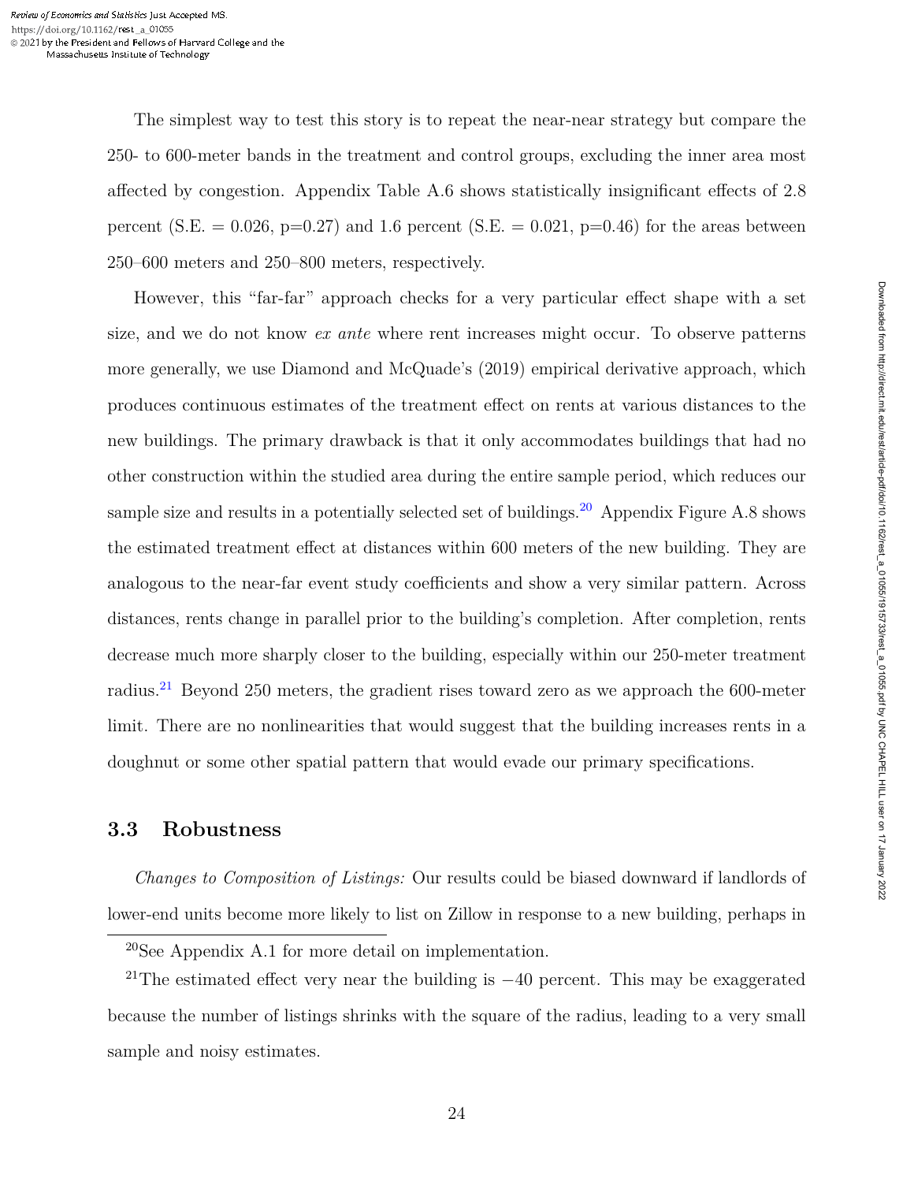The simplest way to test this story is to repeat the near-near strategy but compare the 250- to 600-meter bands in the treatment and control groups, excluding the inner area most affected by congestion. Appendix Table A.6 shows statistically insignificant effects of 2.8 percent (S.E. = 0.026, p=0.27) and 1.6 percent (S.E. = 0.021, p=0.46) for the areas between 250–600 meters and 250–800 meters, respectively.

However, this "far-far" approach checks for a very particular effect shape with a set size, and we do not know *ex ante* where rent increases might occur. To observe patterns more generally, we use Diamond and McQuade's (2019) empirical derivative approach, which produces continuous estimates of the treatment effect on rents at various distances to the new buildings. The primary drawback is that it only accommodates buildings that had no other construction within the studied area during the entire sample period, which reduces our sample size and results in a potentially selected set of buildings.[20] Appendix Figure A.8 shows the estimated treatment effect at distances within 600 meters of the new building. They are analogous to the near-far event study coefficients and show a very similar pattern. Across distances, rents change in parallel prior to the building's completion. After completion, rents decrease much more sharply closer to the building, especially within our 250-meter treatment radius.[21] Beyond 250 meters, the gradient rises toward zero as we approach the 600-meter limit. There are no nonlinearities that would suggest that the building increases rents in a doughnut or some other spatial pattern that would evade our primary specifications.

## 3.3 Robustness

*Changes to Composition of Listings:* Our results could be biased downward if landlords of lower-end units become more likely to list on Zillow in response to a new building, perhaps in

[20]See Appendix A.1 for more detail on implementation.

[21]The estimated effect very near the building is −40 percent. This may be exaggerated because the number of listings shrinks with the square of the radius, leading to a very small sample and noisy estimates.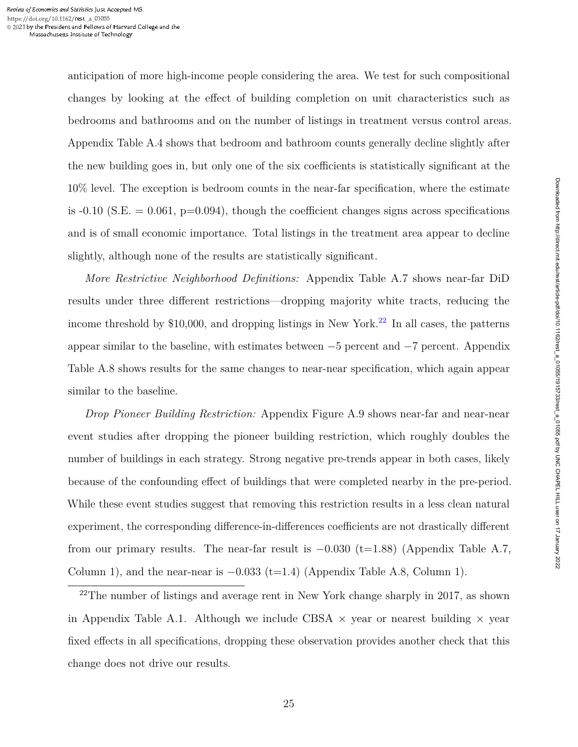anticipation of more high-income people considering the area. We test for such compositional changes by looking at the effect of building completion on unit characteristics such as bedrooms and bathrooms and on the number of listings in treatment versus control areas. Appendix Table A.4 shows that bedroom and bathroom counts generally decline slightly after the new building goes in, but only one of the six coefficients is statistically significant at the 10% level. The exception is bedroom counts in the near-far specification, where the estimate is -0.10 (S.E. = 0.061, p=0.094), though the coefficient changes signs across specifications and is of small economic importance. Total listings in the treatment area appear to decline slightly, although none of the results are statistically significant.

*More Restrictive Neighborhood Definitions:* Appendix Table A.7 shows near-far DiD results under three different restrictions—dropping majority white tracts, reducing the income threshold by $10,000, and dropping listings in New York.[22] In all cases, the patterns appear similar to the baseline, with estimates between −5 percent and −7 percent. Appendix Table A.8 shows results for the same changes to near-near specification, which again appear similar to the baseline.

*Drop Pioneer Building Restriction:* Appendix Figure A.9 shows near-far and near-near event studies after dropping the pioneer building restriction, which roughly doubles the number of buildings in each strategy. Strong negative pre-trends appear in both cases, likely because of the confounding effect of buildings that were completed nearby in the pre-period. While these event studies suggest that removing this restriction results in a less clean natural experiment, the corresponding difference-in-differences coefficients are not drastically different from our primary results. The near-far result is −0.030 (t=1.88) (Appendix Table A.7, Column 1), and the near-near is −0.033 (t=1.4) (Appendix Table A.8, Column 1).

[22]The number of listings and average rent in New York change sharply in 2017, as shown in Appendix Table A.1. Although we include CBSA × year or nearest building × year fixed effects in all specifications, dropping these observation provides another check that this change does not drive our results.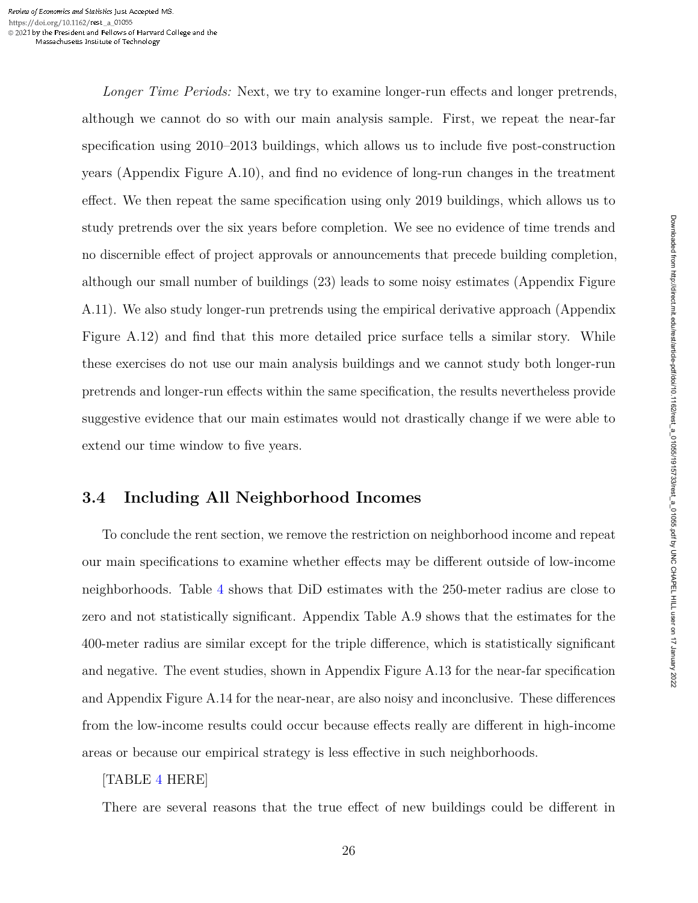*Longer Time Periods:* Next, we try to examine longer-run effects and longer pretrends, although we cannot do so with our main analysis sample. First, we repeat the near-far specification using 2010–2013 buildings, which allows us to include five post-construction years (Appendix Figure A.10), and find no evidence of long-run changes in the treatment effect. We then repeat the same specification using only 2019 buildings, which allows us to study pretrends over the six years before completion. We see no evidence of time trends and no discernible effect of project approvals or announcements that precede building completion, although our small number of buildings (23) leads to some noisy estimates (Appendix Figure A.11). We also study longer-run pretrends using the empirical derivative approach (Appendix Figure A.12) and find that this more detailed price surface tells a similar story. While these exercises do not use our main analysis buildings and we cannot study both longer-run pretrends and longer-run effects within the same specification, the results nevertheless provide suggestive evidence that our main estimates would not drastically change if we were able to extend our time window to five years.

## 3.4 Including All Neighborhood Incomes

To conclude the rent section, we remove the restriction on neighborhood income and repeat our main specifications to examine whether effects may be different outside of low-income neighborhoods. Table 4 shows that DiD estimates with the 250-meter radius are close to zero and not statistically significant. Appendix Table A.9 shows that the estimates for the 400-meter radius are similar except for the triple difference, which is statistically significant and negative. The event studies, shown in Appendix Figure A.13 for the near-far specification and Appendix Figure A.14 for the near-near, are also noisy and inconclusive. These differences from the low-income results could occur because effects really are different in high-income areas or because our empirical strategy is less effective in such neighborhoods.

[TABLE 4 HERE]

There are several reasons that the true effect of new buildings could be different in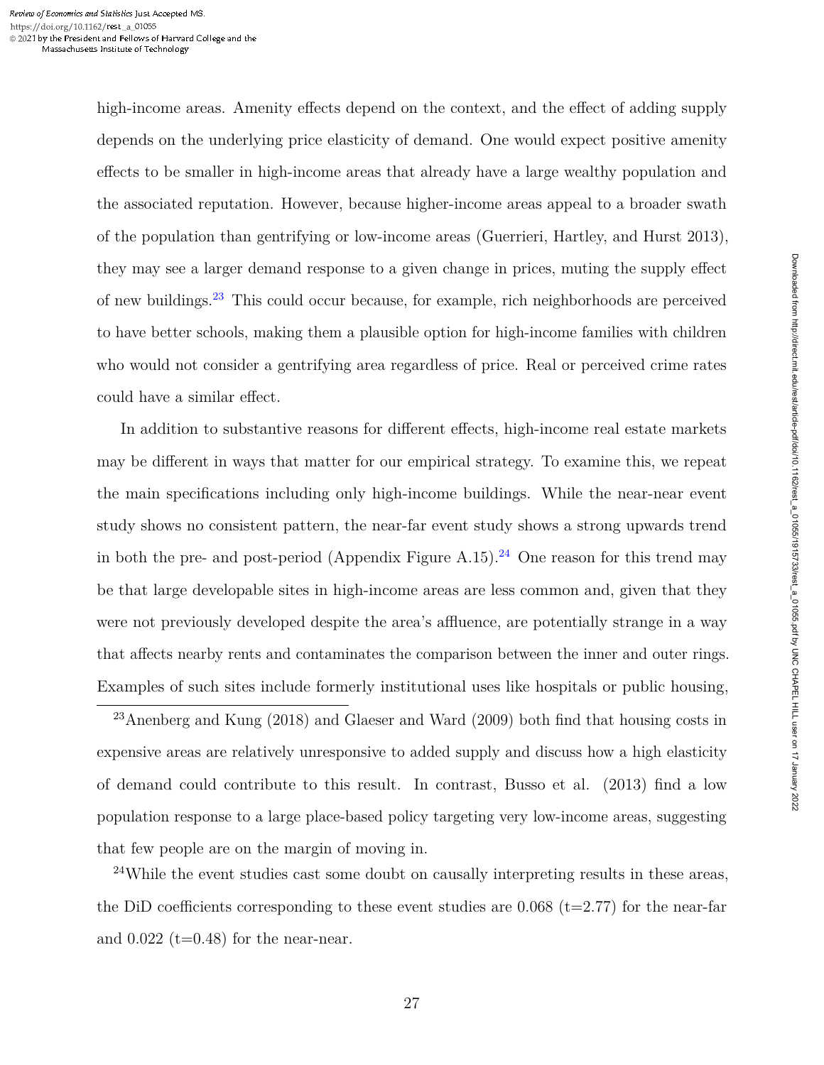high-income areas. Amenity effects depend on the context, and the effect of adding supply depends on the underlying price elasticity of demand. One would expect positive amenity effects to be smaller in high-income areas that already have a large wealthy population and the associated reputation. However, because higher-income areas appeal to a broader swath of the population than gentrifying or low-income areas (Guerrieri, Hartley, and Hurst 2013), they may see a larger demand response to a given change in prices, muting the supply effect of new buildings.[23] This could occur because, for example, rich neighborhoods are perceived to have better schools, making them a plausible option for high-income families with children who would not consider a gentrifying area regardless of price. Real or perceived crime rates could have a similar effect.

In addition to substantive reasons for different effects, high-income real estate markets may be different in ways that matter for our empirical strategy. To examine this, we repeat the main specifications including only high-income buildings. While the near-near event study shows no consistent pattern, the near-far event study shows a strong upwards trend in both the pre- and post-period (Appendix Figure A.15).[24] One reason for this trend may be that large developable sites in high-income areas are less common and, given that they were not previously developed despite the area's affluence, are potentially strange in a way that affects nearby rents and contaminates the comparison between the inner and outer rings. Examples of such sites include formerly institutional uses like hospitals or public housing,

[23] Anenberg and Kung (2018) and Glaeser and Ward (2009) both find that housing costs in expensive areas are relatively unresponsive to added supply and discuss how a high elasticity of demand could contribute to this result. In contrast, Busso et al. (2013) find a low population response to a large place-based policy targeting very low-income areas, suggesting that few people are on the margin of moving in.

[24] While the event studies cast some doubt on causally interpreting results in these areas, the DiD coefficients corresponding to these event studies are 0.068 (t=2.77) for the near-far and 0.022 (t=0.48) for the near-near.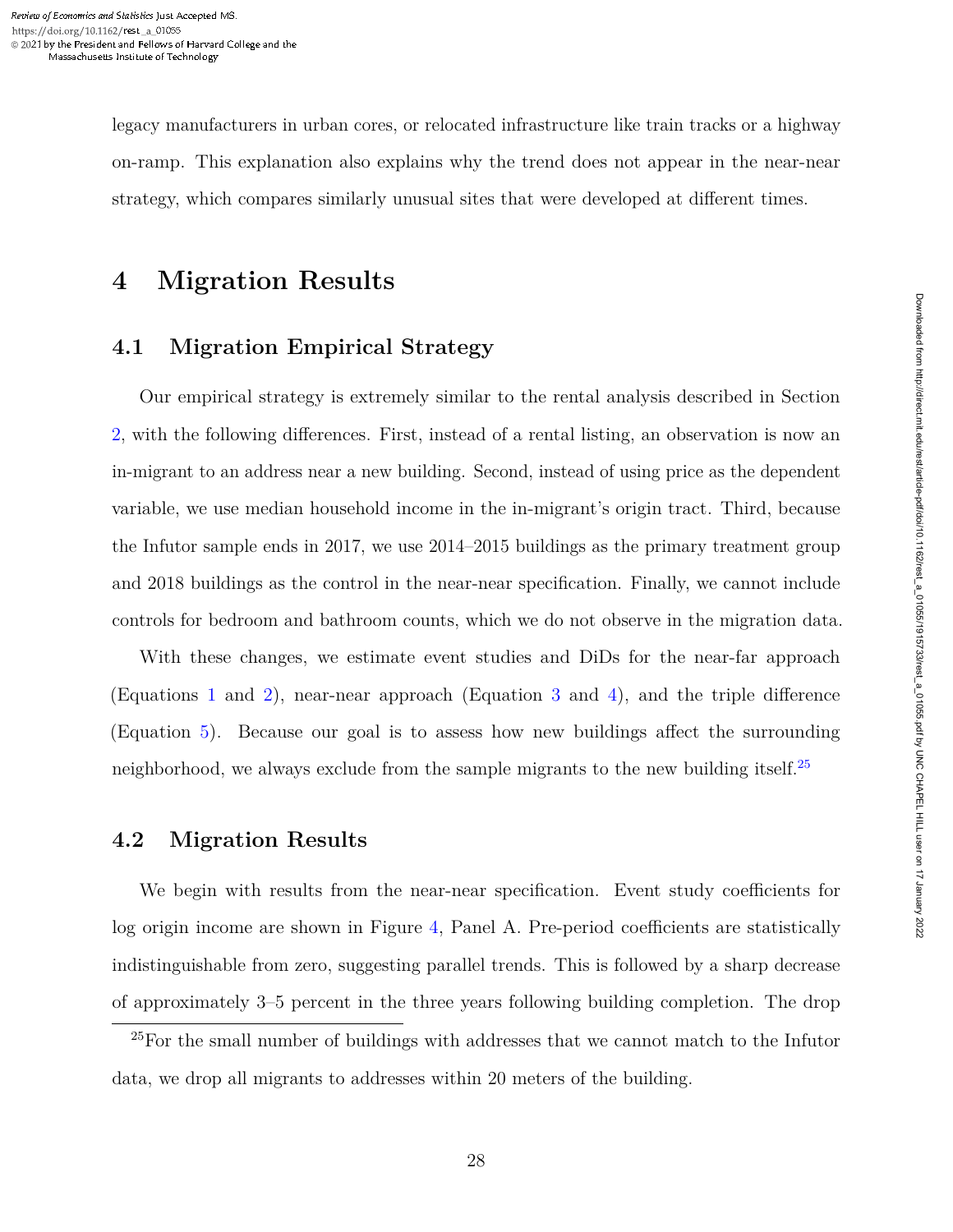legacy manufacturers in urban cores, or relocated infrastructure like train tracks or a highway on-ramp. This explanation also explains why the trend does not appear in the near-near strategy, which compares similarly unusual sites that were developed at different times.

# 4 Migration Results

## 4.1 Migration Empirical Strategy

Our empirical strategy is extremely similar to the rental analysis described in Section 2, with the following differences. First, instead of a rental listing, an observation is now an in-migrant to an address near a new building. Second, instead of using price as the dependent variable, we use median household income in the in-migrant's origin tract. Third, because the Infutor sample ends in 2017, we use 2014–2015 buildings as the primary treatment group and 2018 buildings as the control in the near-near specification. Finally, we cannot include controls for bedroom and bathroom counts, which we do not observe in the migration data.

With these changes, we estimate event studies and DiDs for the near-far approach (Equations 1 and 2), near-near approach (Equation 3 and 4), and the triple difference (Equation 5). Because our goal is to assess how new buildings affect the surrounding neighborhood, we always exclude from the sample migrants to the new building itself.[25]

## 4.2 Migration Results

We begin with results from the near-near specification. Event study coefficients for log origin income are shown in Figure 4, Panel A. Pre-period coefficients are statistically indistinguishable from zero, suggesting parallel trends. This is followed by a sharp decrease of approximately 3–5 percent in the three years following building completion. The drop

[25] For the small number of buildings with addresses that we cannot match to the Infutor data, we drop all migrants to addresses within 20 meters of the building.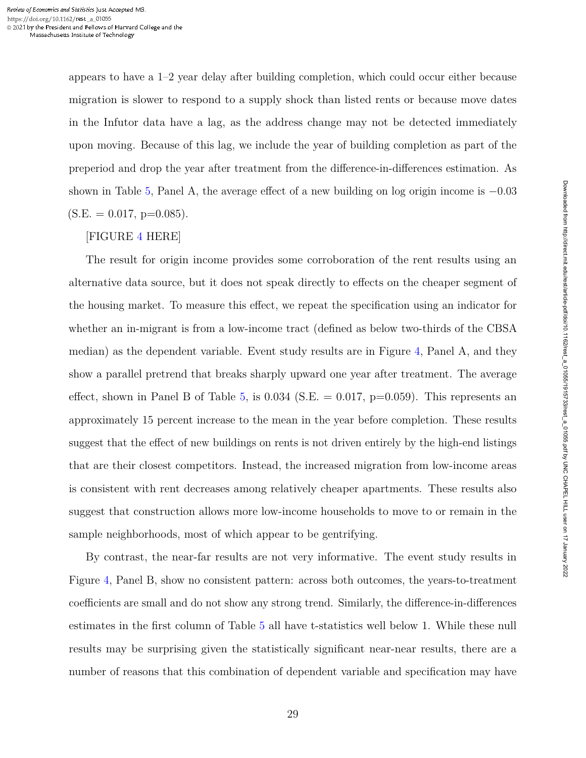appears to have a 1–2 year delay after building completion, which could occur either because migration is slower to respond to a supply shock than listed rents or because move dates in the Infutor data have a lag, as the address change may not be detected immediately upon moving. Because of this lag, we include the year of building completion as part of the preperiod and drop the year after treatment from the difference-in-differences estimation. As shown in Table 5, Panel A, the average effect of a new building on log origin income is $-0.03$ (S.E. = 0.017, p=0.085).

[FIGURE 4 HERE]

The result for origin income provides some corroboration of the rent results using an alternative data source, but it does not speak directly to effects on the cheaper segment of the housing market. To measure this effect, we repeat the specification using an indicator for whether an in-migrant is from a low-income tract (defined as below two-thirds of the CBSA median) as the dependent variable. Event study results are in Figure 4, Panel A, and they show a parallel pretrend that breaks sharply upward one year after treatment. The average effect, shown in Panel B of Table 5, is 0.034 (S.E. = 0.017, p=0.059). This represents an approximately 15 percent increase to the mean in the year before completion. These results suggest that the effect of new buildings on rents is not driven entirely by the high-end listings that are their closest competitors. Instead, the increased migration from low-income areas is consistent with rent decreases among relatively cheaper apartments. These results also suggest that construction allows more low-income households to move to or remain in the sample neighborhoods, most of which appear to be gentrifying.

By contrast, the near-far results are not very informative. The event study results in Figure 4, Panel B, show no consistent pattern: across both outcomes, the years-to-treatment coefficients are small and do not show any strong trend. Similarly, the difference-in-differences estimates in the first column of Table 5 all have t-statistics well below 1. While these null results may be surprising given the statistically significant near-near results, there are a number of reasons that this combination of dependent variable and specification may have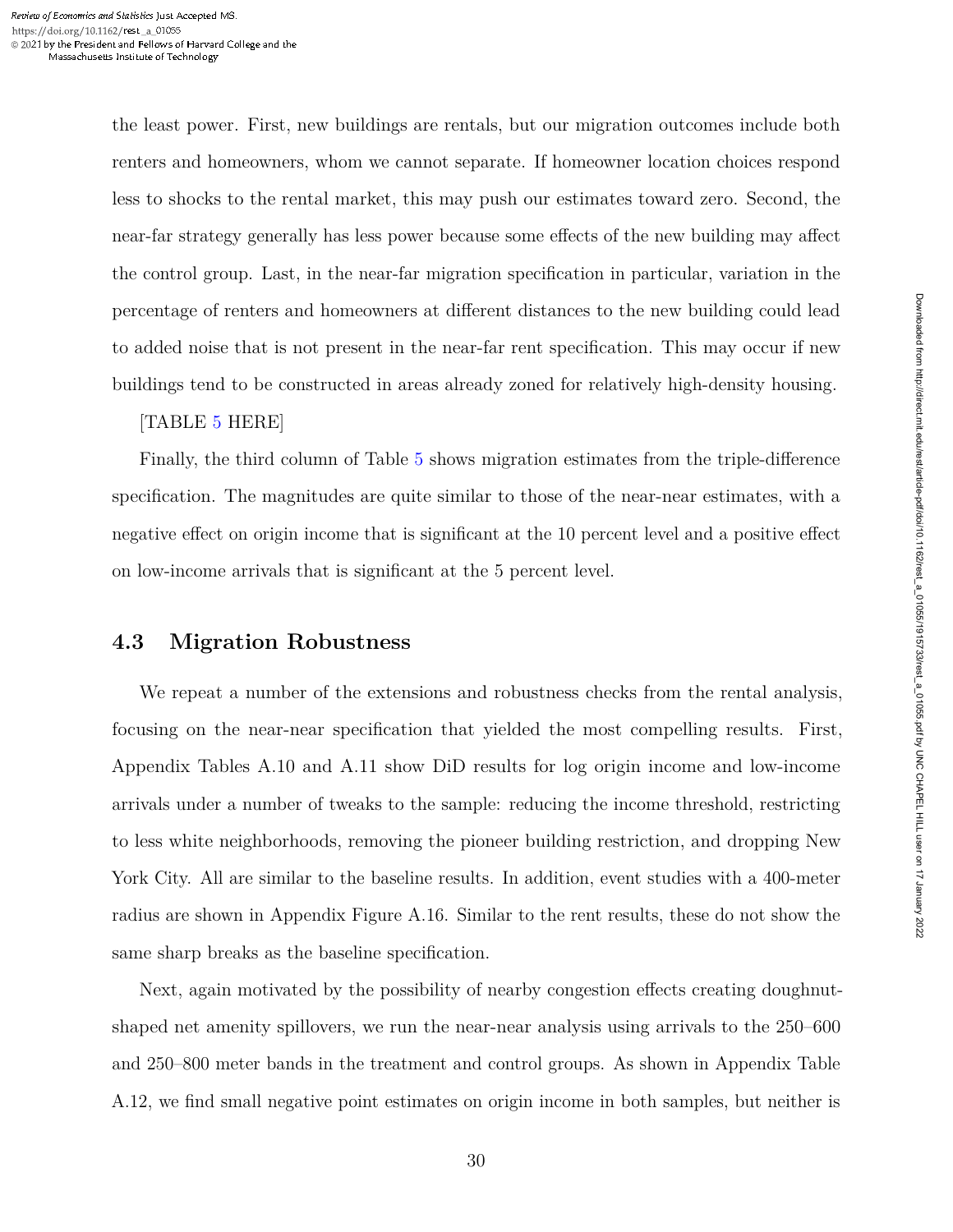the least power. First, new buildings are rentals, but our migration outcomes include both renters and homeowners, whom we cannot separate. If homeowner location choices respond less to shocks to the rental market, this may push our estimates toward zero. Second, the near-far strategy generally has less power because some effects of the new building may affect the control group. Last, in the near-far migration specification in particular, variation in the percentage of renters and homeowners at different distances to the new building could lead to added noise that is not present in the near-far rent specification. This may occur if new buildings tend to be constructed in areas already zoned for relatively high-density housing.

[TABLE 5 HERE]

Finally, the third column of Table 5 shows migration estimates from the triple-difference specification. The magnitudes are quite similar to those of the near-near estimates, with a negative effect on origin income that is significant at the 10 percent level and a positive effect on low-income arrivals that is significant at the 5 percent level.

## 4.3 Migration Robustness

We repeat a number of the extensions and robustness checks from the rental analysis, focusing on the near-near specification that yielded the most compelling results. First, Appendix Tables A.10 and A.11 show DiD results for log origin income and low-income arrivals under a number of tweaks to the sample: reducing the income threshold, restricting to less white neighborhoods, removing the pioneer building restriction, and dropping New York City. All are similar to the baseline results. In addition, event studies with a 400-meter radius are shown in Appendix Figure A.16. Similar to the rent results, these do not show the same sharp breaks as the baseline specification.

Next, again motivated by the possibility of nearby congestion effects creating doughnut-shaped net amenity spillovers, we run the near-near analysis using arrivals to the 250–600 and 250–800 meter bands in the treatment and control groups. As shown in Appendix Table A.12, we find small negative point estimates on origin income in both samples, but neither is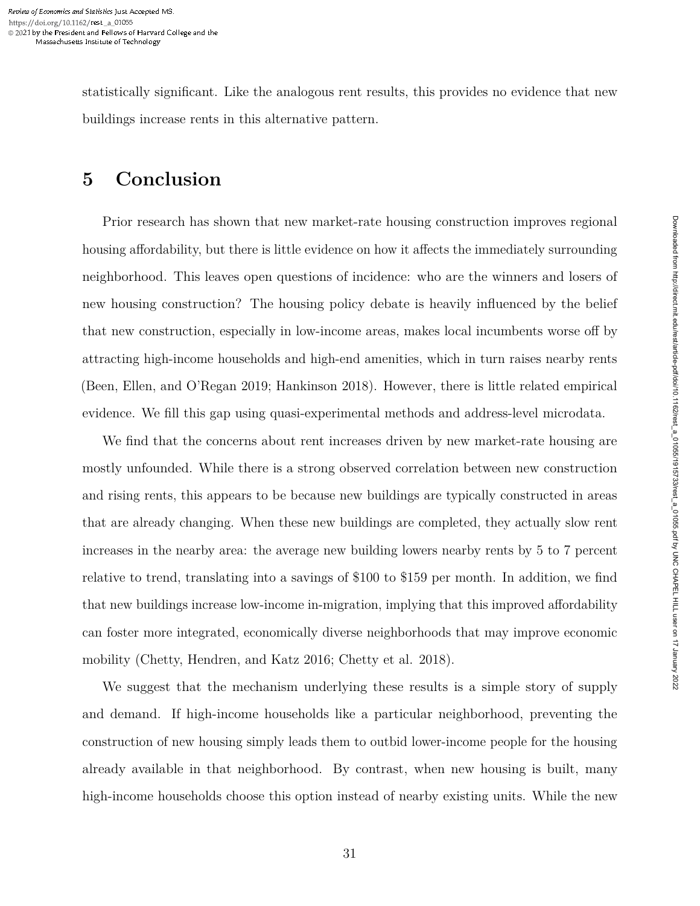statistically significant. Like the analogous rent results, this provides no evidence that new buildings increase rents in this alternative pattern.

# 5 Conclusion

Prior research has shown that new market-rate housing construction improves regional housing affordability, but there is little evidence on how it affects the immediately surrounding neighborhood. This leaves open questions of incidence: who are the winners and losers of new housing construction? The housing policy debate is heavily influenced by the belief that new construction, especially in low-income areas, makes local incumbents worse off by attracting high-income households and high-end amenities, which in turn raises nearby rents (Been, Ellen, and O'Regan 2019; Hankinson 2018). However, there is little related empirical evidence. We fill this gap using quasi-experimental methods and address-level microdata.

We find that the concerns about rent increases driven by new market-rate housing are mostly unfounded. While there is a strong observed correlation between new construction and rising rents, this appears to be because new buildings are typically constructed in areas that are already changing. When these new buildings are completed, they actually slow rent increases in the nearby area: the average new building lowers nearby rents by 5 to 7 percent relative to trend, translating into a savings of \$100 to \$159 per month. In addition, we find that new buildings increase low-income in-migration, implying that this improved affordability can foster more integrated, economically diverse neighborhoods that may improve economic mobility (Chetty, Hendren, and Katz 2016; Chetty et al. 2018).

We suggest that the mechanism underlying these results is a simple story of supply and demand. If high-income households like a particular neighborhood, preventing the construction of new housing simply leads them to outbid lower-income people for the housing already available in that neighborhood. By contrast, when new housing is built, many high-income households choose this option instead of nearby existing units. While the new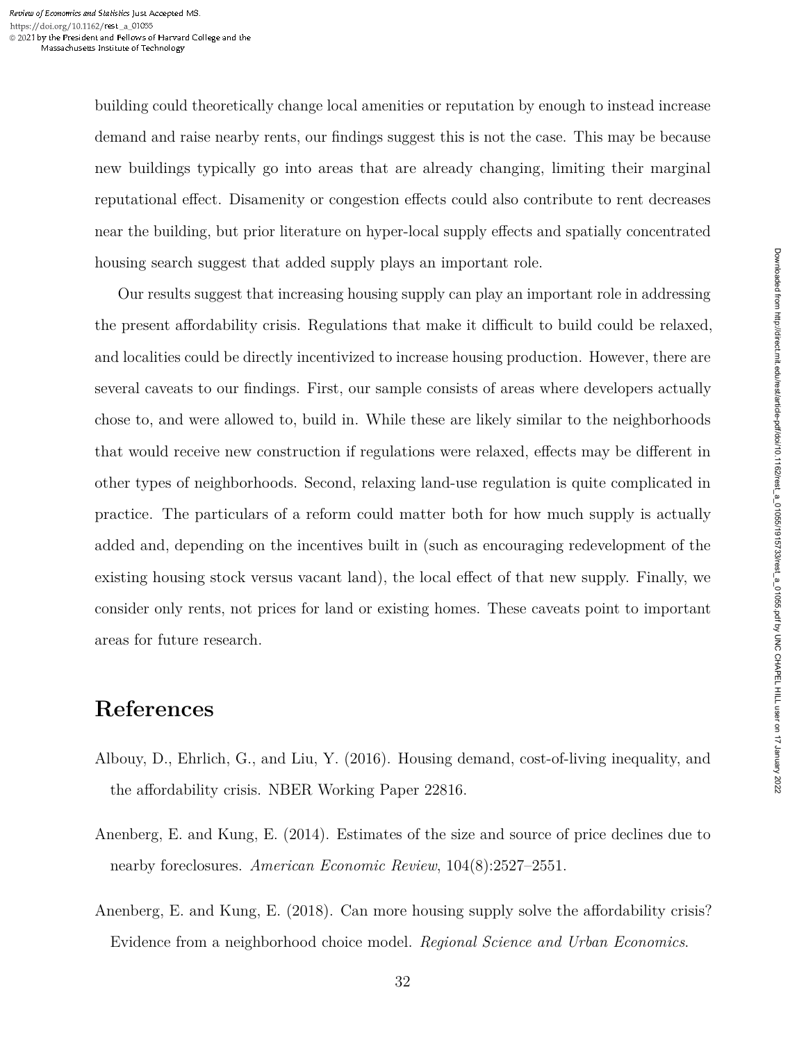building could theoretically change local amenities or reputation by enough to instead increase demand and raise nearby rents, our findings suggest this is not the case. This may be because new buildings typically go into areas that are already changing, limiting their marginal reputational effect. Disamenity or congestion effects could also contribute to rent decreases near the building, but prior literature on hyper-local supply effects and spatially concentrated housing search suggest that added supply plays an important role.

Our results suggest that increasing housing supply can play an important role in addressing the present affordability crisis. Regulations that make it difficult to build could be relaxed, and localities could be directly incentivized to increase housing production. However, there are several caveats to our findings. First, our sample consists of areas where developers actually chose to, and were allowed to, build in. While these are likely similar to the neighborhoods that would receive new construction if regulations were relaxed, effects may be different in other types of neighborhoods. Second, relaxing land-use regulation is quite complicated in practice. The particulars of a reform could matter both for how much supply is actually added and, depending on the incentives built in (such as encouraging redevelopment of the existing housing stock versus vacant land), the local effect of that new supply. Finally, we consider only rents, not prices for land or existing homes. These caveats point to important areas for future research.

# References

Albouy, D., Ehrlich, G., and Liu, Y. (2016). Housing demand, cost-of-living inequality, and the affordability crisis. NBER Working Paper 22816.

Anenberg, E. and Kung, E. (2014). Estimates of the size and source of price declines due to nearby foreclosures. *American Economic Review*, 104(8):2527–2551.

Anenberg, E. and Kung, E. (2018). Can more housing supply solve the affordability crisis? Evidence from a neighborhood choice model. *Regional Science and Urban Economics*.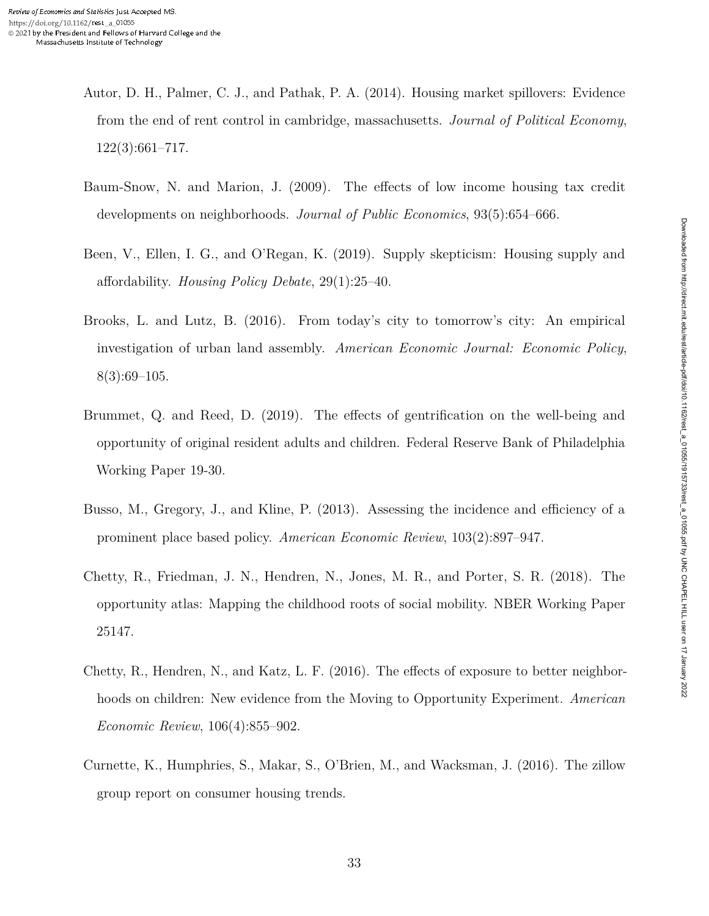Autor, D. H., Palmer, C. J., and Pathak, P. A. (2014). Housing market spillovers: Evidence from the end of rent control in cambridge, massachusetts. *Journal of Political Economy*, 122(3):661–717.

Baum-Snow, N. and Marion, J. (2009). The effects of low income housing tax credit developments on neighborhoods. *Journal of Public Economics*, 93(5):654–666.

Been, V., Ellen, I. G., and O'Regan, K. (2019). Supply skepticism: Housing supply and affordability. *Housing Policy Debate*, 29(1):25–40.

Brooks, L. and Lutz, B. (2016). From today's city to tomorrow's city: An empirical investigation of urban land assembly. *American Economic Journal: Economic Policy*, 8(3):69–105.

Brummet, Q. and Reed, D. (2019). The effects of gentrification on the well-being and opportunity of original resident adults and children. Federal Reserve Bank of Philadelphia Working Paper 19-30.

Busso, M., Gregory, J., and Kline, P. (2013). Assessing the incidence and efficiency of a prominent place based policy. *American Economic Review*, 103(2):897–947.

Chetty, R., Friedman, J. N., Hendren, N., Jones, M. R., and Porter, S. R. (2018). The opportunity atlas: Mapping the childhood roots of social mobility. NBER Working Paper 25147.

Chetty, R., Hendren, N., and Katz, L. F. (2016). The effects of exposure to better neighborhoods on children: New evidence from the Moving to Opportunity Experiment. *American Economic Review*, 106(4):855–902.

Curnette, K., Humphries, S., Makar, S., O'Brien, M., and Wacksman, J. (2016). The zillow group report on consumer housing trends.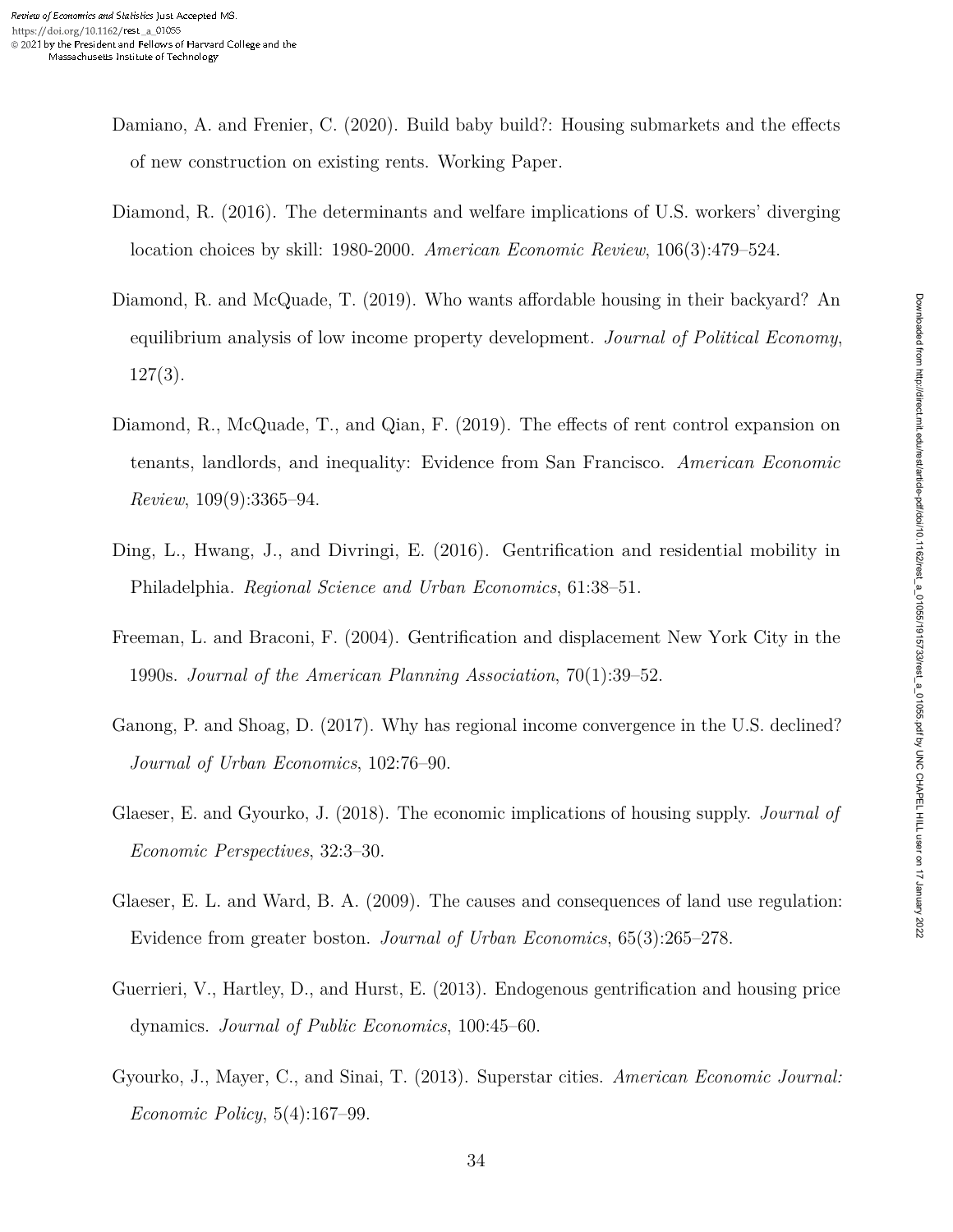Damiano, A. and Frenier, C. (2020). Build baby build?: Housing submarkets and the effects of new construction on existing rents. Working Paper.

Diamond, R. (2016). The determinants and welfare implications of U.S. workers' diverging location choices by skill: 1980-2000. *American Economic Review*, 106(3):479–524.

Diamond, R. and McQuade, T. (2019). Who wants affordable housing in their backyard? An equilibrium analysis of low income property development. *Journal of Political Economy*, 127(3).

Diamond, R., McQuade, T., and Qian, F. (2019). The effects of rent control expansion on tenants, landlords, and inequality: Evidence from San Francisco. *American Economic Review*, 109(9):3365–94.

Ding, L., Hwang, J., and Divringi, E. (2016). Gentrification and residential mobility in Philadelphia. *Regional Science and Urban Economics*, 61:38–51.

Freeman, L. and Braconi, F. (2004). Gentrification and displacement New York City in the 1990s. *Journal of the American Planning Association*, 70(1):39–52.

Ganong, P. and Shoag, D. (2017). Why has regional income convergence in the U.S. declined? *Journal of Urban Economics*, 102:76–90.

Glaeser, E. and Gyourko, J. (2018). The economic implications of housing supply. *Journal of Economic Perspectives*, 32:3–30.

Glaeser, E. L. and Ward, B. A. (2009). The causes and consequences of land use regulation: Evidence from greater boston. *Journal of Urban Economics*, 65(3):265–278.

Guerrieri, V., Hartley, D., and Hurst, E. (2013). Endogenous gentrification and housing price dynamics. *Journal of Public Economics*, 100:45–60.

Gyourko, J., Mayer, C., and Sinai, T. (2013). Superstar cities. *American Economic Journal: Economic Policy*, 5(4):167–99.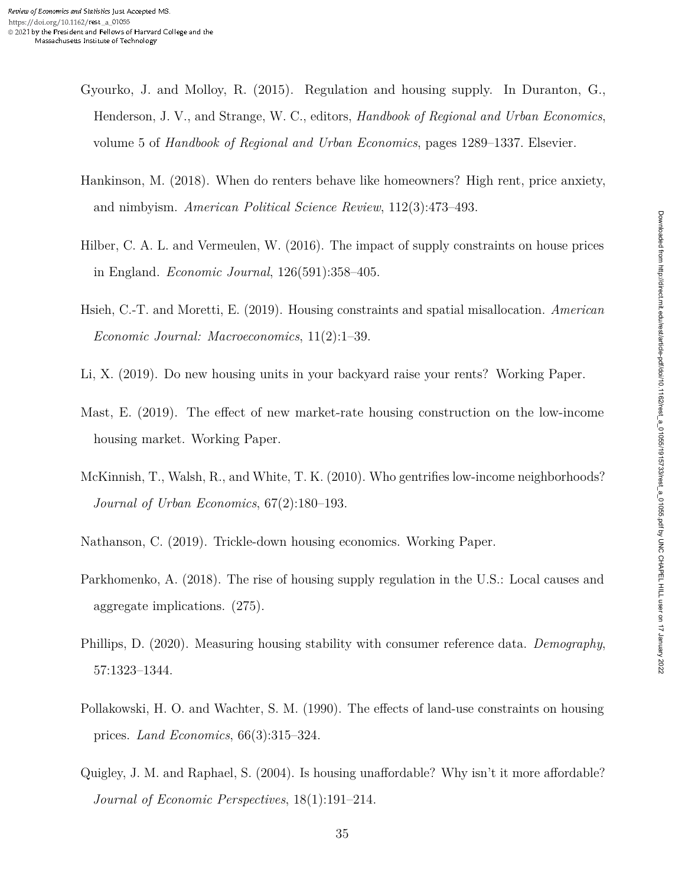Gyourko, J. and Molloy, R. (2015). Regulation and housing supply. In Duranton, G., Henderson, J. V., and Strange, W. C., editors, *Handbook of Regional and Urban Economics*, volume 5 of *Handbook of Regional and Urban Economics*, pages 1289–1337. Elsevier.

Hankinson, M. (2018). When do renters behave like homeowners? High rent, price anxiety, and nimbyism. *American Political Science Review*, 112(3):473–493.

Hilber, C. A. L. and Vermeulen, W. (2016). The impact of supply constraints on house prices in England. *Economic Journal*, 126(591):358–405.

Hsieh, C.-T. and Moretti, E. (2019). Housing constraints and spatial misallocation. *American Economic Journal: Macroeconomics*, 11(2):1–39.

Li, X. (2019). Do new housing units in your backyard raise your rents? Working Paper.

Mast, E. (2019). The effect of new market-rate housing construction on the low-income housing market. Working Paper.

McKinnish, T., Walsh, R., and White, T. K. (2010). Who gentrifies low-income neighborhoods? *Journal of Urban Economics*, 67(2):180–193.

Nathanson, C. (2019). Trickle-down housing economics. Working Paper.

Parkhomenko, A. (2018). The rise of housing supply regulation in the U.S.: Local causes and aggregate implications. (275).

Phillips, D. (2020). Measuring housing stability with consumer reference data. *Demography*, 57:1323–1344.

Pollakowski, H. O. and Wachter, S. M. (1990). The effects of land-use constraints on housing prices. *Land Economics*, 66(3):315–324.

Quigley, J. M. and Raphael, S. (2004). Is housing unaffordable? Why isn't it more affordable? *Journal of Economic Perspectives*, 18(1):191–214.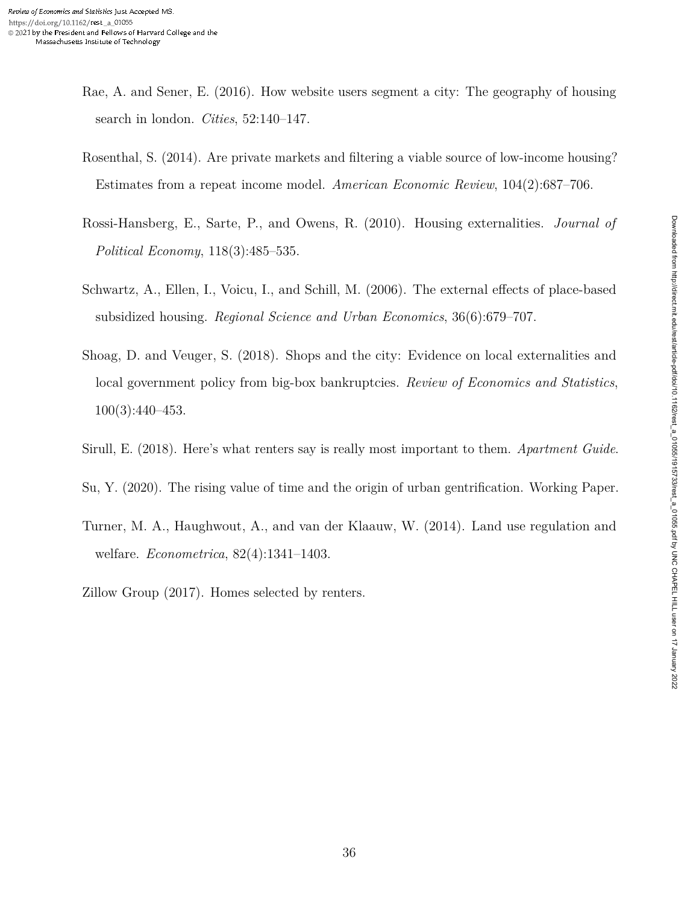Rae, A. and Sener, E. (2016). How website users segment a city: The geography of housing search in london. *Cities*, 52:140–147.

Rosenthal, S. (2014). Are private markets and filtering a viable source of low-income housing? Estimates from a repeat income model. *American Economic Review*, 104(2):687–706.

Rossi-Hansberg, E., Sarte, P., and Owens, R. (2010). Housing externalities. *Journal of Political Economy*, 118(3):485–535.

Schwartz, A., Ellen, I., Voicu, I., and Schill, M. (2006). The external effects of place-based subsidized housing. *Regional Science and Urban Economics*, 36(6):679–707.

Shoag, D. and Veuger, S. (2018). Shops and the city: Evidence on local externalities and local government policy from big-box bankruptcies. *Review of Economics and Statistics*, 100(3):440–453.

Sirull, E. (2018). Here's what renters say is really most important to them. *Apartment Guide*.

Su, Y. (2020). The rising value of time and the origin of urban gentrification. Working Paper.

Turner, M. A., Haughwout, A., and van der Klaauw, W. (2014). Land use regulation and welfare. *Econometrica*, 82(4):1341–1403.

Zillow Group (2017). Homes selected by renters.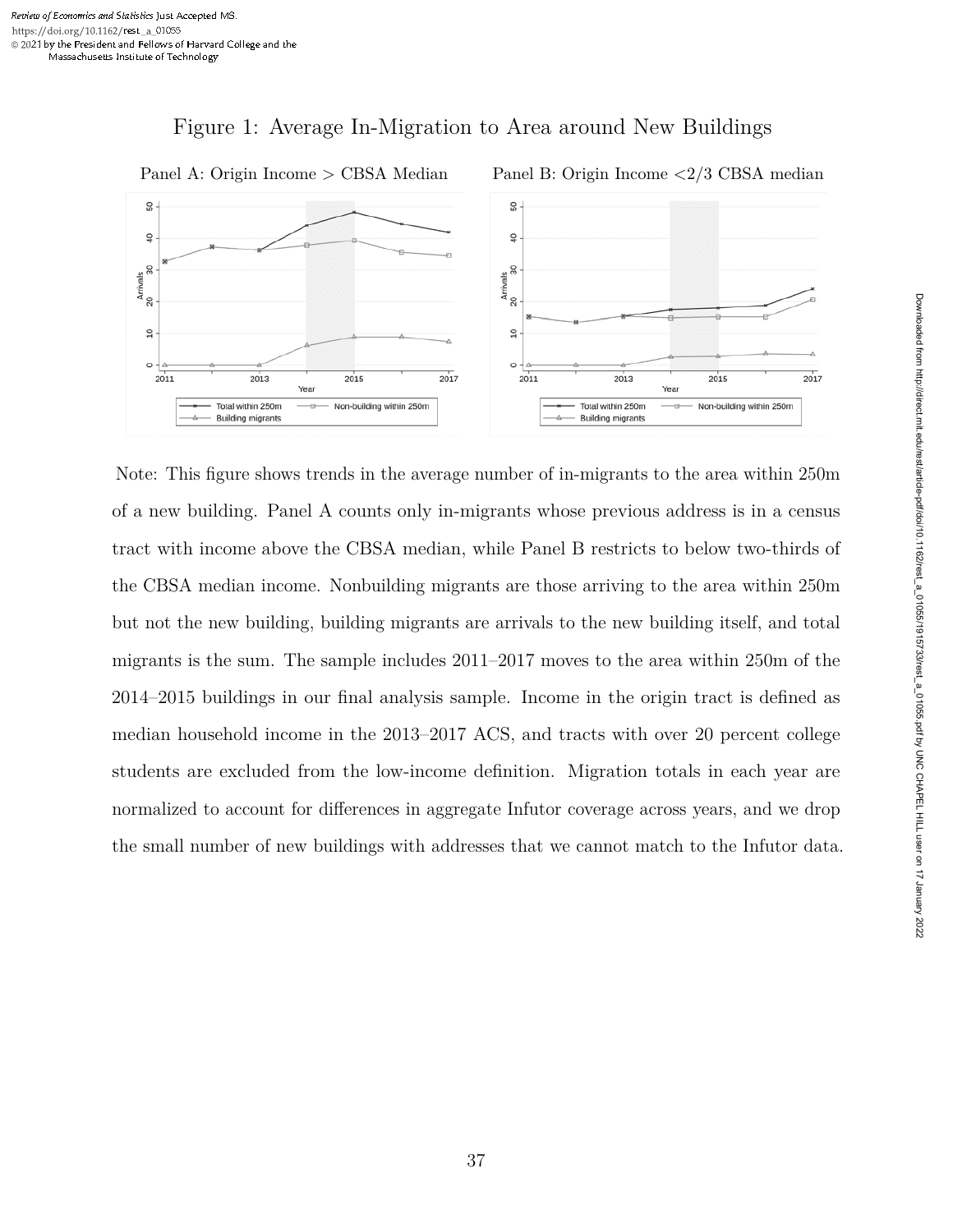Figure 1: Average In-Migration to Area around New Buildings

Panel A: Origin Income > CBSA Median

Arrivals

0
10
20
30
40
50

2011
2013
2015
2017

Year

Total within 250m
Non-building within 250m
Building migrants

Panel B: Origin Income <2/3 CBSA median

Arrivals

0
10
20
30
40
50

2011
2013
2015
2017

Year

Total within 250m
Non-building within 250m
Building migrants

Note: This figure shows trends in the average number of in-migrants to the area within 250m of a new building. Panel A counts only in-migrants whose previous address is in a census tract with income above the CBSA median, while Panel B restricts to below two-thirds of the CBSA median income. Nonbuilding migrants are those arriving to the area within 250m but not the new building, building migrants are arrivals to the new building itself, and total migrants is the sum. The sample includes 2011–2017 moves to the area within 250m of the 2014–2015 buildings in our final analysis sample. Income in the origin tract is defined as median household income in the 2013–2017 ACS, and tracts with over 20 percent college students are excluded from the low-income definition. Migration totals in each year are normalized to account for differences in aggregate Infutor coverage across years, and we drop the small number of new buildings with addresses that we cannot match to the Infutor data.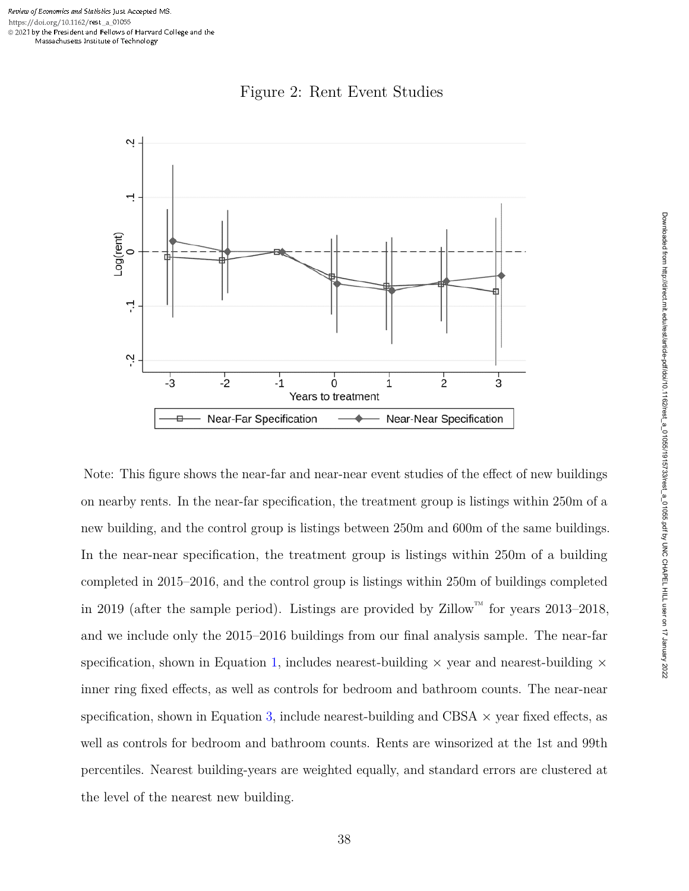Figure 2: Rent Event Studies

Log(rent)

.2

.1

0

-.1

-.2

-3

-2

-1

0

1

2

3

Years to treatment

Near-Far Specification

Near-Near Specification

Note: This figure shows the near-far and near-near event studies of the effect of new buildings on nearby rents. In the near-far specification, the treatment group is listings within 250m of a new building, and the control group is listings between 250m and 600m of the same buildings. In the near-near specification, the treatment group is listings within 250m of a building completed in 2015–2016, and the control group is listings within 250m of buildings completed in 2019 (after the sample period). Listings are provided by Zillow™ for years 2013–2018, and we include only the 2015–2016 buildings from our final analysis sample. The near-far specification, shown in Equation 1, includes nearest-building × year and nearest-building × inner ring fixed effects, as well as controls for bedroom and bathroom counts. The near-near specification, shown in Equation 3, include nearest-building and CBSA × year fixed effects, as well as controls for bedroom and bathroom counts. Rents are winsorized at the 1st and 99th percentiles. Nearest building-years are weighted equally, and standard errors are clustered at the level of the nearest new building.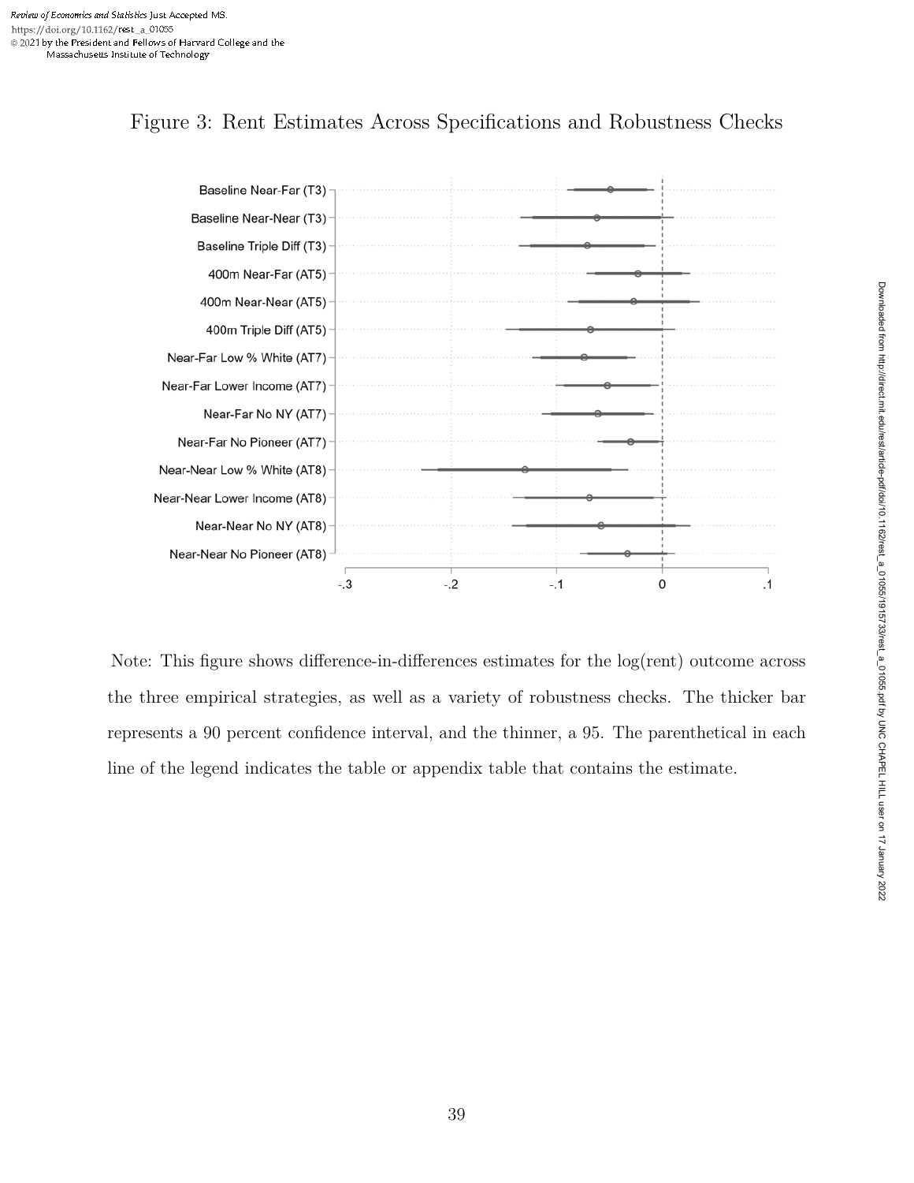Figure 3: Rent Estimates Across Specifications and Robustness Checks

Note: This figure shows difference-in-differences estimates for the log(rent) outcome across the three empirical strategies, as well as a variety of robustness checks. The thicker bar represents a 90 percent confidence interval, and the thinner, a 95. The parenthetical in each line of the legend indicates the table or appendix table that contains the estimate.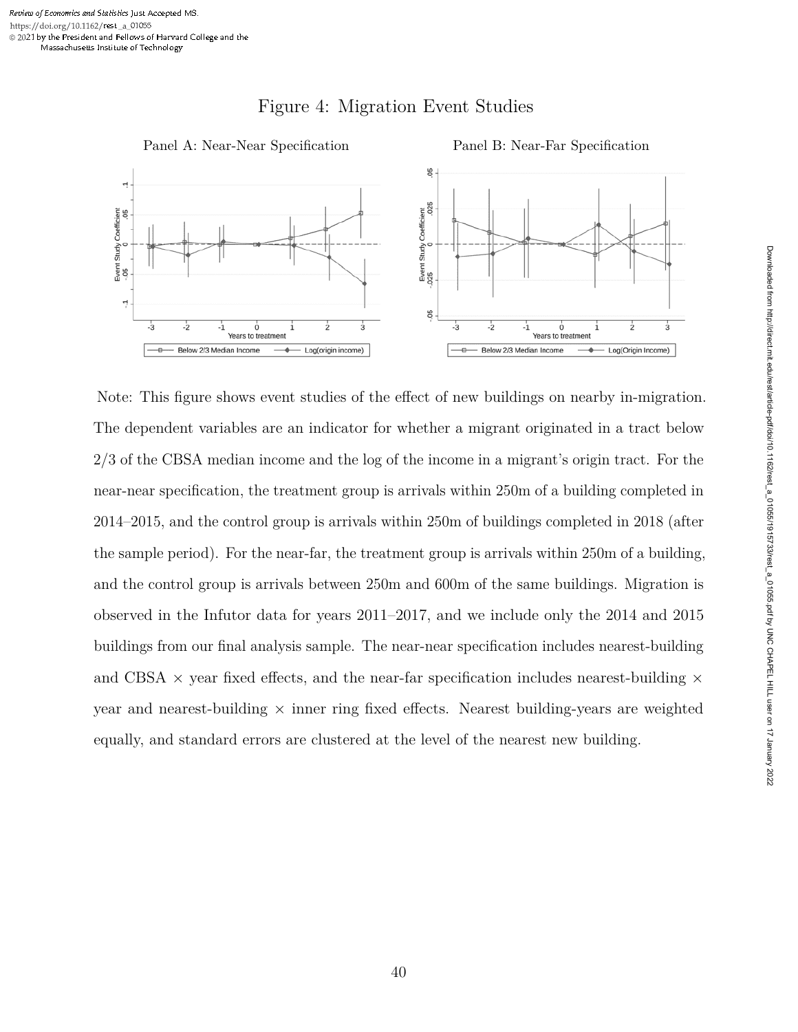# Figure 4: Migration Event Studies

Panel A: Near-Near Specification

Event Study Coefficient

-.1
-.05
0
.05
.1

-3 -2 -1 0 1 2 3

Years to treatment

Below 2/3 Median Income
Log(origin income)

Panel B: Near-Far Specification

Event Study Coefficient

-.05
-.025
0
.025
.05

-3 -2 -1 0 1 2 3

Years to treatment

Below 2/3 Median Income
Log(Origin Income)

Note: This figure shows event studies of the effect of new buildings on nearby in-migration. The dependent variables are an indicator for whether a migrant originated in a tract below 2/3 of the CBSA median income and the log of the income in a migrant's origin tract. For the near-near specification, the treatment group is arrivals within 250m of a building completed in 2014–2015, and the control group is arrivals within 250m of buildings completed in 2018 (after the sample period). For the near-far, the treatment group is arrivals within 250m of a building, and the control group is arrivals between 250m and 600m of the same buildings. Migration is observed in the Infutor data for years 2011–2017, and we include only the 2014 and 2015 buildings from our final analysis sample. The near-near specification includes nearest-building and CBSA × year fixed effects, and the near-far specification includes nearest-building × year and nearest-building × inner ring fixed effects. Nearest building-years are weighted equally, and standard errors are clustered at the level of the nearest new building.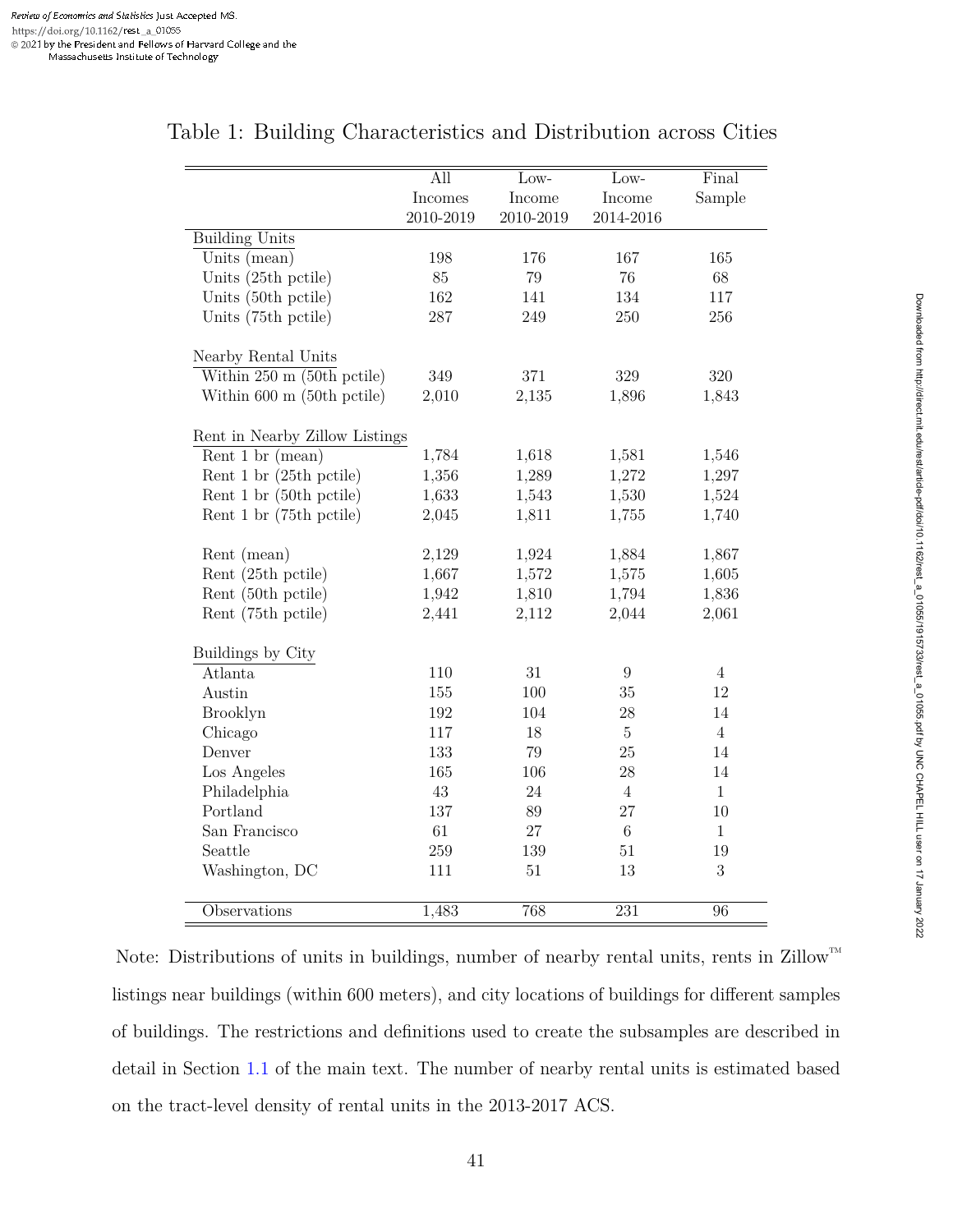Table 1: Building Characteristics and Distribution across Cities

| | All Incomes 2010-2019 | Low-Income 2010-2019 | Low-Income 2014-2016 | Final Sample |
|---|---|---|---|---|
| Building Units | | | | |
| Units (mean) | 198 | 176 | 167 | 165 |
| Units (25th pctile) | 85 | 79 | 76 | 68 |
| Units (50th pctile) | 162 | 141 | 134 | 117 |
| Units (75th pctile) | 287 | 249 | 250 | 256 |
| Nearby Rental Units | | | | |
| Within 250 m (50th pctile) | 349 | 371 | 329 | 320 |
| Within 600 m (50th pctile) | 2,010 | 2,135 | 1,896 | 1,843 |
| Rent in Nearby Zillow Listings | | | | |
| Rent 1 br (mean) | 1,784 | 1,618 | 1,581 | 1,546 |
| Rent 1 br (25th pctile) | 1,356 | 1,289 | 1,272 | 1,297 |
| Rent 1 br (50th pctile) | 1,633 | 1,543 | 1,530 | 1,524 |
| Rent 1 br (75th pctile) | 2,045 | 1,811 | 1,755 | 1,740 |
| Rent (mean) | 2,129 | 1,924 | 1,884 | 1,867 |
| Rent (25th pctile) | 1,667 | 1,572 | 1,575 | 1,605 |
| Rent (50th pctile) | 1,942 | 1,810 | 1,794 | 1,836 |
| Rent (75th pctile) | 2,441 | 2,112 | 2,044 | 2,061 |
| Buildings by City | | | | |
| Atlanta | 110 | 31 | 9 | 4 |
| Austin | 155 | 100 | 35 | 12 |
| Brooklyn | 192 | 104 | 28 | 14 |
| Chicago | 117 | 18 | 5 | 4 |
| Denver | 133 | 79 | 25 | 14 |
| Los Angeles | 165 | 106 | 28 | 14 |
| Philadelphia | 43 | 24 | 4 | 1 |
| Portland | 137 | 89 | 27 | 10 |
| San Francisco | 61 | 27 | 6 | 1 |
| Seattle | 259 | 139 | 51 | 19 |
| Washington, DC | 111 | 51 | 13 | 3 |
| Observations | 1,483 | 768 | 231 | 96 |

Note: Distributions of units in buildings, number of nearby rental units, rents in Zillow™ listings near buildings (within 600 meters), and city locations of buildings for different samples of buildings. The restrictions and definitions used to create the subsamples are described in detail in Section 1.1 of the main text. The number of nearby rental units is estimated based on the tract-level density of rental units in the 2013-2017 ACS.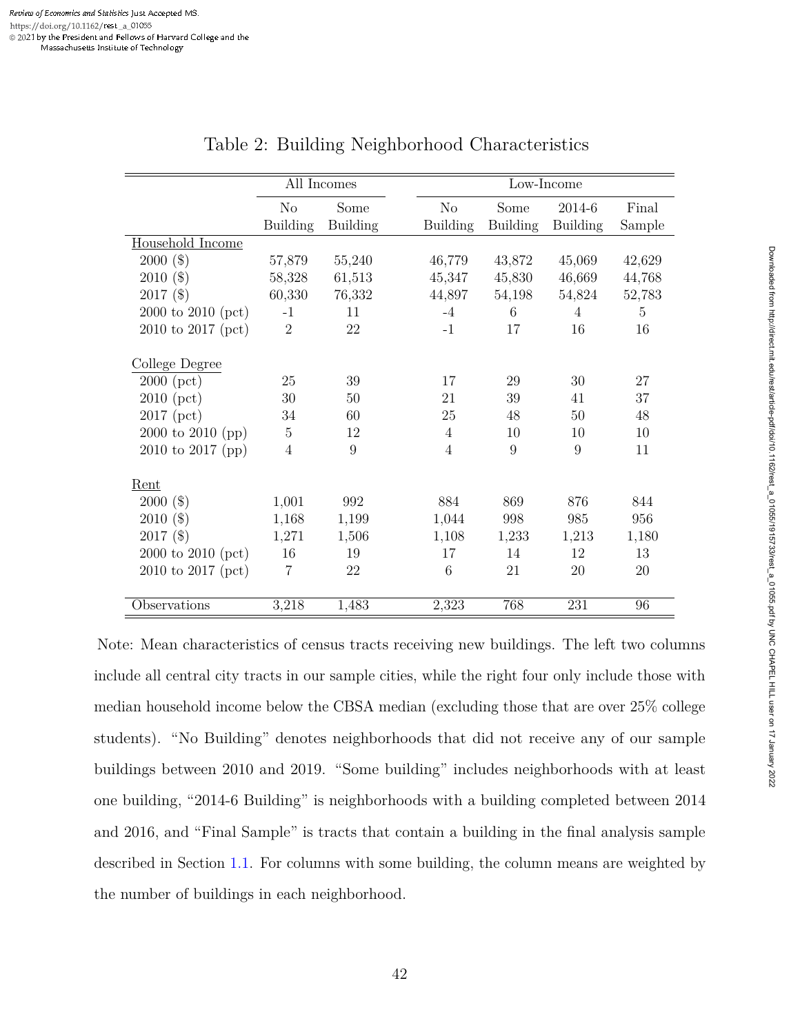# Table 2: Building Neighborhood Characteristics

| | All Incomes | | Low-Income | | | |
|---|---|---|---|---|---|---|
| | No Building | Some Building | No Building | Some Building | 2014-6 Building | Final Sample |
| Household Income | | | | | | |
| 2000 ($) | 57,879 | 55,240 | 46,779 | 43,872 | 45,069 | 42,629 |
| 2010 ($) | 58,328 | 61,513 | 45,347 | 45,830 | 46,669 | 44,768 |
| 2017 ($) | 60,330 | 76,332 | 44,897 | 54,198 | 54,824 | 52,783 |
| 2000 to 2010 (pct) | -1 | 11 | -4 | 6 | 4 | 5 |
| 2010 to 2017 (pct) | 2 | 22 | -1 | 17 | 16 | 16 |
| College Degree | | | | | | |
| 2000 (pct) | 25 | 39 | 17 | 29 | 30 | 27 |
| 2010 (pct) | 30 | 50 | 21 | 39 | 41 | 37 |
| 2017 (pct) | 34 | 60 | 25 | 48 | 50 | 48 |
| 2000 to 2010 (pp) | 5 | 12 | 4 | 10 | 10 | 10 |
| 2010 to 2017 (pp) | 4 | 9 | 4 | 9 | 9 | 11 |
| Rent | | | | | | |
| 2000 ($) | 1,001 | 992 | 884 | 869 | 876 | 844 |
| 2010 ($) | 1,168 | 1,199 | 1,044 | 998 | 985 | 956 |
| 2017 ($) | 1,271 | 1,506 | 1,108 | 1,233 | 1,213 | 1,180 |
| 2000 to 2010 (pct) | 16 | 19 | 17 | 14 | 12 | 13 |
| 2010 to 2017 (pct) | 7 | 22 | 6 | 21 | 20 | 20 |
| Observations | 3,218 | 1,483 | 2,323 | 768 | 231 | 96 |

Note: Mean characteristics of census tracts receiving new buildings. The left two columns include all central city tracts in our sample cities, while the right four only include those with median household income below the CBSA median (excluding those that are over 25% college students). "No Building" denotes neighborhoods that did not receive any of our sample buildings between 2010 and 2019. "Some building" includes neighborhoods with at least one building, "2014-6 Building" is neighborhoods with a building completed between 2014 and 2016, and "Final Sample" is tracts that contain a building in the final analysis sample described in Section 1.1. For columns with some building, the column means are weighted by the number of buildings in each neighborhood.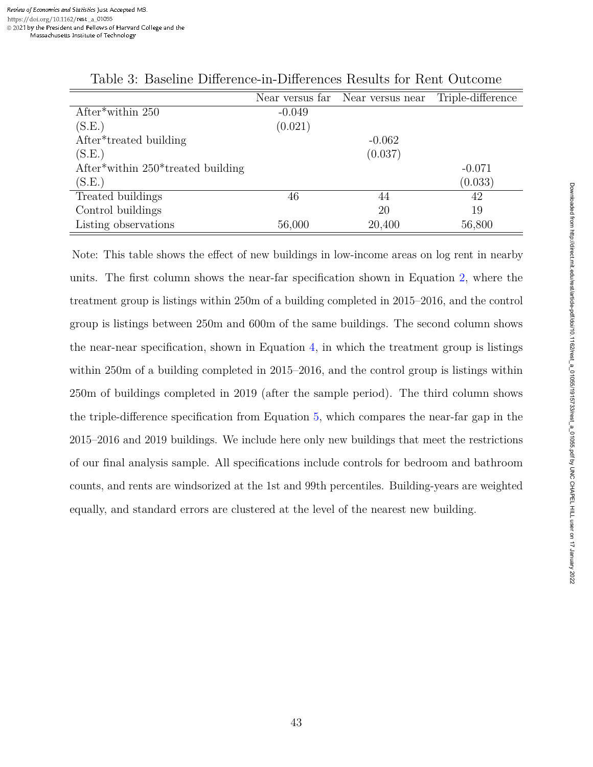Table 3: Baseline Difference-in-Differences Results for Rent Outcome

| | Near versus far | Near versus near | Triple-difference |
|---|---|---|---|
| After*within 250 | -0.049 | | |
| (S.E.) | (0.021) | | |
| After*treated building | | -0.062 | |
| (S.E.) | | (0.037) | |
| After*within 250*treated building | | | -0.071 |
| (S.E.) | | | (0.033) |
| Treated buildings | 46 | 44 | 42 |
| Control buildings | | 20 | 19 |
| Listing observations | 56,000 | 20,400 | 56,800 |

Note: This table shows the effect of new buildings in low-income areas on log rent in nearby units. The first column shows the near-far specification shown in Equation 2, where the treatment group is listings within 250m of a building completed in 2015–2016, and the control group is listings between 250m and 600m of the same buildings. The second column shows the near-near specification, shown in Equation 4, in which the treatment group is listings within 250m of a building completed in 2015–2016, and the control group is listings within 250m of buildings completed in 2019 (after the sample period). The third column shows the triple-difference specification from Equation 5, which compares the near-far gap in the 2015–2016 and 2019 buildings. We include here only new buildings that meet the restrictions of our final analysis sample. All specifications include controls for bedroom and bathroom counts, and rents are windsorized at the 1st and 99th percentiles. Building-years are weighted equally, and standard errors are clustered at the level of the nearest new building.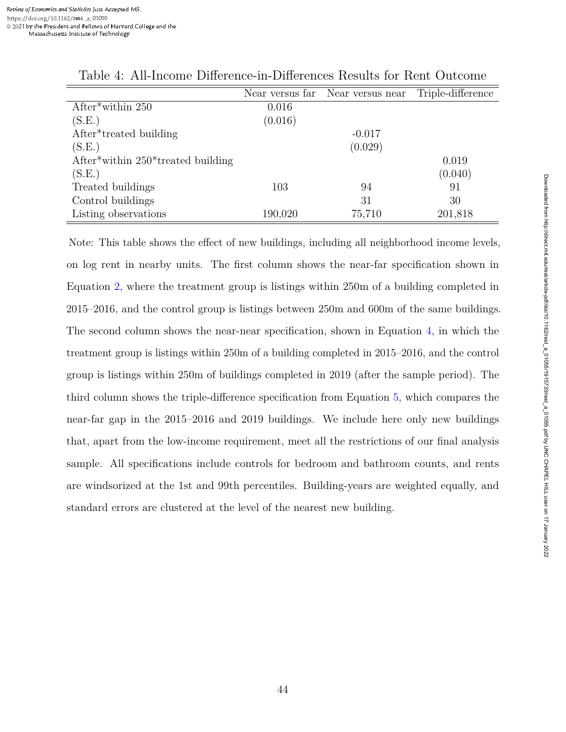Table 4: All-Income Difference-in-Differences Results for Rent Outcome

| | Near versus far | Near versus near | Triple-difference |
|---|---|---|---|
| After*within 250 | 0.016 | | |
| (S.E.) | (0.016) | | |
| After*treated building | | -0.017 | |
| (S.E.) | | (0.029) | |
| After*within 250*treated building | | | 0.019 |
| (S.E.) | | | (0.040) |
| Treated buildings | 103 | 94 | 91 |
| Control buildings | | 31 | 30 |
| Listing observations | 190,020 | 75,710 | 201,818 |

Note: This table shows the effect of new buildings, including all neighborhood income levels, on log rent in nearby units. The first column shows the near-far specification shown in Equation 2, where the treatment group is listings within 250m of a building completed in 2015–2016, and the control group is listings between 250m and 600m of the same buildings. The second column shows the near-near specification, shown in Equation 4, in which the treatment group is listings within 250m of a building completed in 2015–2016, and the control group is listings within 250m of buildings completed in 2019 (after the sample period). The third column shows the triple-difference specification from Equation 5, which compares the near-far gap in the 2015–2016 and 2019 buildings. We include here only new buildings that, apart from the low-income requirement, meet all the restrictions of our final analysis sample. All specifications include controls for bedroom and bathroom counts, and rents are windsorized at the 1st and 99th percentiles. Building-years are weighted equally, and standard errors are clustered at the level of the nearest new building.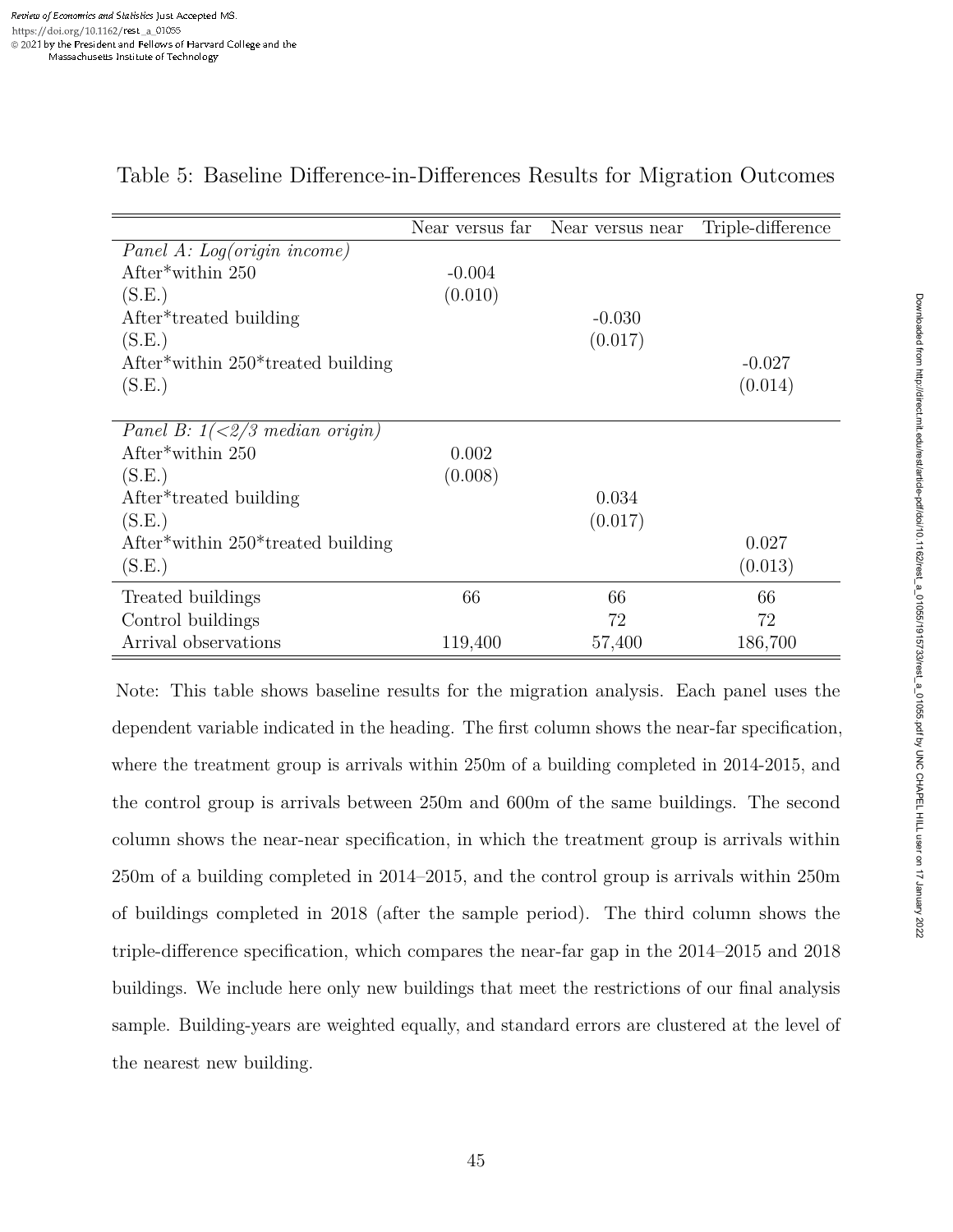Table 5: Baseline Difference-in-Differences Results for Migration Outcomes

| | Near versus far | Near versus near | Triple-difference |
|---|---|---|---|
| *Panel A: Log(origin income)* | | | |
| After*within 250 | -0.004 | | |
| (S.E.) | (0.010) | | |
| After*treated building | | -0.030 | |
| (S.E.) | | (0.017) | |
| After*within 250*treated building | | | -0.027 |
| (S.E.) | | | (0.014) |
| *Panel B: 1(<2/3 median origin)* | | | |
| After*within 250 | 0.002 | | |
| (S.E.) | (0.008) | | |
| After*treated building | | 0.034 | |
| (S.E.) | | (0.017) | |
| After*within 250*treated building | | | 0.027 |
| (S.E.) | | | (0.013) |
| Treated buildings | 66 | 66 | 66 |
| Control buildings | | 72 | 72 |
| Arrival observations | 119,400 | 57,400 | 186,700 |

Note: This table shows baseline results for the migration analysis. Each panel uses the dependent variable indicated in the heading. The first column shows the near-far specification, where the treatment group is arrivals within 250m of a building completed in 2014-2015, and the control group is arrivals between 250m and 600m of the same buildings. The second column shows the near-near specification, in which the treatment group is arrivals within 250m of a building completed in 2014–2015, and the control group is arrivals within 250m of buildings completed in 2018 (after the sample period). The third column shows the triple-difference specification, which compares the near-far gap in the 2014–2015 and 2018 buildings. We include here only new buildings that meet the restrictions of our final analysis sample. Building-years are weighted equally, and standard errors are clustered at the level of the nearest new building.